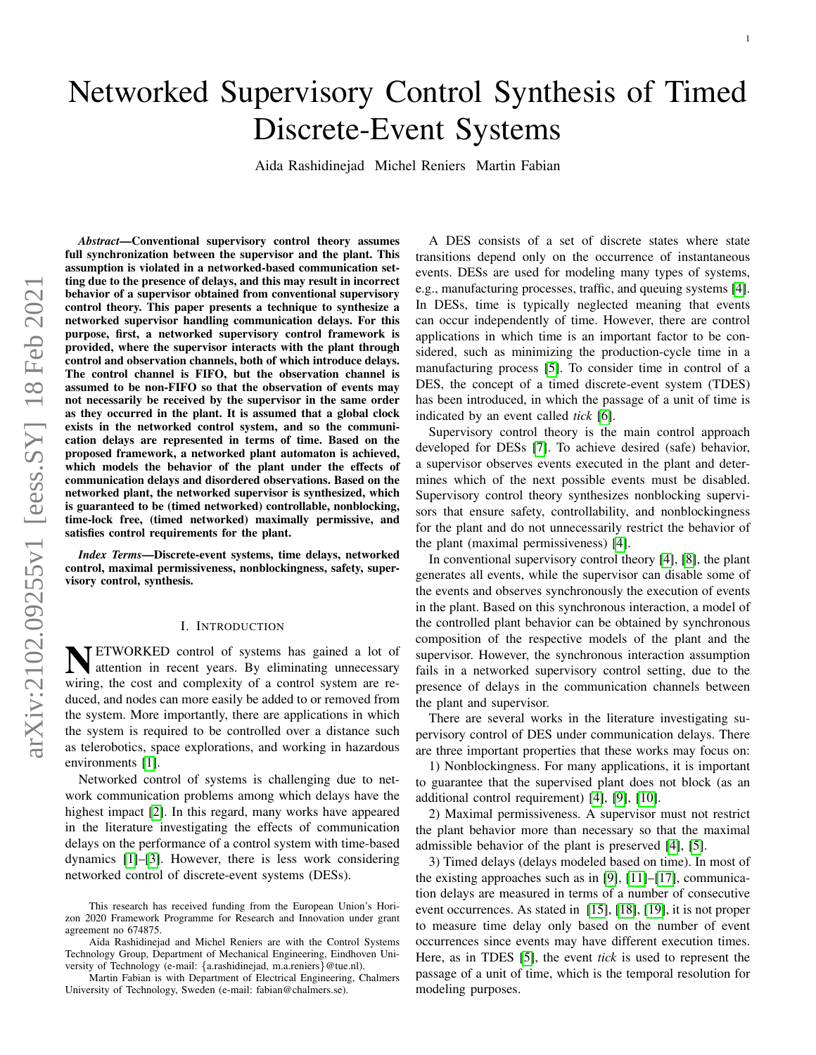# Networked Supervisory Control Synthesis of Timed Discrete-Event Systems

Aida Rashidinejad  Michel Reniers  Martin Fabian

***Abstract*—Conventional supervisory control theory assumes full synchronization between the supervisor and the plant. This assumption is violated in a networked-based communication setting due to the presence of delays, and this may result in incorrect behavior of a supervisor obtained from conventional supervisory control theory. This paper presents a technique to synthesize a networked supervisor handling communication delays. For this purpose, first, a networked supervisory control framework is provided, where the supervisor interacts with the plant through control and observation channels, both of which introduce delays. The control channel is FIFO, but the observation channel is assumed to be non-FIFO so that the observation of events may not necessarily be received by the supervisor in the same order as they occurred in the plant. It is assumed that a global clock exists in the networked control system, and so the communication delays are represented in terms of time. Based on the proposed framework, a networked plant automaton is achieved, which models the behavior of the plant under the effects of communication delays and disordered observations. Based on the networked plant, the networked supervisor is synthesized, which is guaranteed to be (timed networked) controllable, nonblocking, time-lock free, (timed networked) maximally permissive, and satisfies control requirements for the plant.**

***Index Terms*—Discrete-event systems, time delays, networked control, maximal permissiveness, nonblockingness, safety, supervisory control, synthesis.**

## I. Introduction

NETWORKED control of systems has gained a lot of attention in recent years. By eliminating unnecessary wiring, the cost and complexity of a control system are reduced, and nodes can more easily be added to or removed from the system. More importantly, there are applications in which the system is required to be controlled over a distance such as telerobotics, space explorations, and working in hazardous environments [1].

Networked control of systems is challenging due to network communication problems among which delays have the highest impact [2]. In this regard, many works have appeared in the literature investigating the effects of communication delays on the performance of a control system with time-based dynamics [1]–[3]. However, there is less work considering networked control of discrete-event systems (DESs).

This research has received funding from the European Union's Horizon 2020 Framework Programme for Research and Innovation under grant agreement no 674875.

Aida Rashidinejad and Michel Reniers are with the Control Systems Technology Group, Department of Mechanical Engineering, Eindhoven University of Technology (e-mail: {a.rashidinejad, m.a.reniers}@tue.nl).

Martin Fabian is with Department of Electrical Engineering, Chalmers University of Technology, Sweden (e-mail: fabian@chalmers.se).

A DES consists of a set of discrete states where state transitions depend only on the occurrence of instantaneous events. DESs are used for modeling many types of systems, e.g., manufacturing processes, traffic, and queuing systems [4]. In DESs, time is typically neglected meaning that events can occur independently of time. However, there are control applications in which time is an important factor to be considered, such as minimizing the production-cycle time in a manufacturing process [5]. To consider time in control of a DES, the concept of a timed discrete-event system (TDES) has been introduced, in which the passage of a unit of time is indicated by an event called *tick* [6].

Supervisory control theory is the main control approach developed for DESs [7]. To achieve desired (safe) behavior, a supervisor observes events executed in the plant and determines which of the next possible events must be disabled. Supervisory control theory synthesizes nonblocking supervisors that ensure safety, controllability, and nonblockingness for the plant and do not unnecessarily restrict the behavior of the plant (maximal permissiveness) [4].

In conventional supervisory control theory [4], [8], the plant generates all events, while the supervisor can disable some of the events and observes synchronously the execution of events in the plant. Based on this synchronous interaction, a model of the controlled plant behavior can be obtained by synchronous composition of the respective models of the plant and the supervisor. However, the synchronous interaction assumption fails in a networked supervisory control setting, due to the presence of delays in the communication channels between the plant and supervisor.

There are several works in the literature investigating supervisory control of DES under communication delays. There are three important properties that these works may focus on:

1) Nonblockingness. For many applications, it is important to guarantee that the supervised plant does not block (as an additional control requirement) [4], [9], [10].

2) Maximal permissiveness. A supervisor must not restrict the plant behavior more than necessary so that the maximal admissible behavior of the plant is preserved [4], [5].

3) Timed delays (delays modeled based on time). In most of the existing approaches such as in [9], [11]–[17], communication delays are measured in terms of a number of consecutive event occurrences. As stated in [15], [18], [19], it is not proper to measure time delay only based on the number of event occurrences since events may have different execution times. Here, as in TDES [5], the event *tick* is used to represent the passage of a unit of time, which is the temporal resolution for modeling purposes.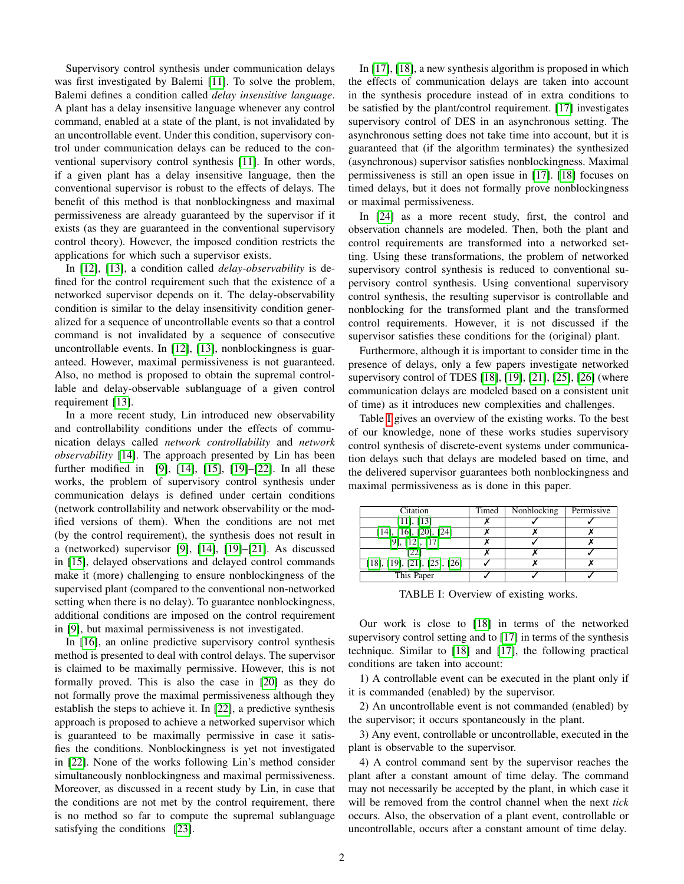Supervisory control synthesis under communication delays was first investigated by Balemi [11]. To solve the problem, Balemi defines a condition called *delay insensitive language*. A plant has a delay insensitive language whenever any control command, enabled at a state of the plant, is not invalidated by an uncontrollable event. Under this condition, supervisory control under communication delays can be reduced to the conventional supervisory control synthesis [11]. In other words, if a given plant has a delay insensitive language, then the conventional supervisor is robust to the effects of delays. The benefit of this method is that nonblockingness and maximal permissiveness are already guaranteed by the supervisor if it exists (as they are guaranteed in the conventional supervisory control theory). However, the imposed condition restricts the applications for which such a supervisor exists.

In [12], [13], a condition called *delay-observability* is defined for the control requirement such that the existence of a networked supervisor depends on it. The delay-observability condition is similar to the delay insensitivity condition generalized for a sequence of uncontrollable events so that a control command is not invalidated by a sequence of consecutive uncontrollable events. In [12], [13], nonblockingness is guaranteed. However, maximal permissiveness is not guaranteed. Also, no method is proposed to obtain the supremal controllable and delay-observable sublanguage of a given control requirement [13].

In a more recent study, Lin introduced new observability and controllability conditions under the effects of communication delays called *network controllability* and *network observability* [14]. The approach presented by Lin has been further modified in [9], [14], [15], [19]–[22]. In all these works, the problem of supervisory control synthesis under communication delays is defined under certain conditions (network controllability and network observability or the modified versions of them). When the conditions are not met (by the control requirement), the synthesis does not result in a (networked) supervisor [9], [14], [19]–[21]. As discussed in [15], delayed observations and delayed control commands make it (more) challenging to ensure nonblockingness of the supervised plant (compared to the conventional non-networked setting when there is no delay). To guarantee nonblockingness, additional conditions are imposed on the control requirement in [9], but maximal permissiveness is not investigated.

In [16], an online predictive supervisory control synthesis method is presented to deal with control delays. The supervisor is claimed to be maximally permissive. However, this is not formally proved. This is also the case in [20] as they do not formally prove the maximal permissiveness although they establish the steps to achieve it. In [22], a predictive synthesis approach is proposed to achieve a networked supervisor which is guaranteed to be maximally permissive in case it satisfies the conditions. Nonblockingness is yet not investigated in [22]. None of the works following Lin's method consider simultaneously nonblockingness and maximal permissiveness. Moreover, as discussed in a recent study by Lin, in case that the conditions are not met by the control requirement, there is no method so far to compute the supremal sublanguage satisfying the conditions [23].

In [17], [18], a new synthesis algorithm is proposed in which the effects of communication delays are taken into account in the synthesis procedure instead of in extra conditions to be satisfied by the plant/control requirement. [17] investigates supervisory control of DES in an asynchronous setting. The asynchronous setting does not take time into account, but it is guaranteed that (if the algorithm terminates) the synthesized (asynchronous) supervisor satisfies nonblockingness. Maximal permissiveness is still an open issue in [17]. [18] focuses on timed delays, but it does not formally prove nonblockingness or maximal permissiveness.

In [24] as a more recent study, first, the control and observation channels are modeled. Then, both the plant and control requirements are transformed into a networked setting. Using these transformations, the problem of networked supervisory control synthesis is reduced to conventional supervisory control synthesis. Using conventional supervisory control synthesis, the resulting supervisor is controllable and nonblocking for the transformed plant and the transformed control requirements. However, it is not discussed if the supervisor satisfies these conditions for the (original) plant.

Furthermore, although it is important to consider time in the presence of delays, only a few papers investigate networked supervisory control of TDES [18], [19], [21], [25], [26] (where communication delays are modeled based on a consistent unit of time) as it introduces new complexities and challenges.

Table I gives an overview of the existing works. To the best of our knowledge, none of these works studies supervisory control synthesis of discrete-event systems under communication delays such that delays are modeled based on time, and the delivered supervisor guarantees both nonblockingness and maximal permissiveness as is done in this paper.

| Citation | Timed | Nonblocking | Permissive |
|---|---|---|---|
| [11], [13] | ✗ | ✓ | ✓ |
| [14], [16], [20], [24] | ✗ | ✗ | ✗ |
| [9], [12], [17] | ✗ | ✓ | ✗ |
| [22] | ✗ | ✗ | ✓ |
| [18], [19], [21], [25], [26] | ✓ | ✗ | ✗ |
| This Paper | ✓ | ✓ | ✓ |

TABLE I: Overview of existing works.

Our work is close to [18] in terms of the networked supervisory control setting and to [17] in terms of the synthesis technique. Similar to [18] and [17], the following practical conditions are taken into account:

1) A controllable event can be executed in the plant only if it is commanded (enabled) by the supervisor.

2) An uncontrollable event is not commanded (enabled) by the supervisor; it occurs spontaneously in the plant.

3) Any event, controllable or uncontrollable, executed in the plant is observable to the supervisor.

4) A control command sent by the supervisor reaches the plant after a constant amount of time delay. The command may not necessarily be accepted by the plant, in which case it will be removed from the control channel when the next *tick* occurs. Also, the observation of a plant event, controllable or uncontrollable, occurs after a constant amount of time delay.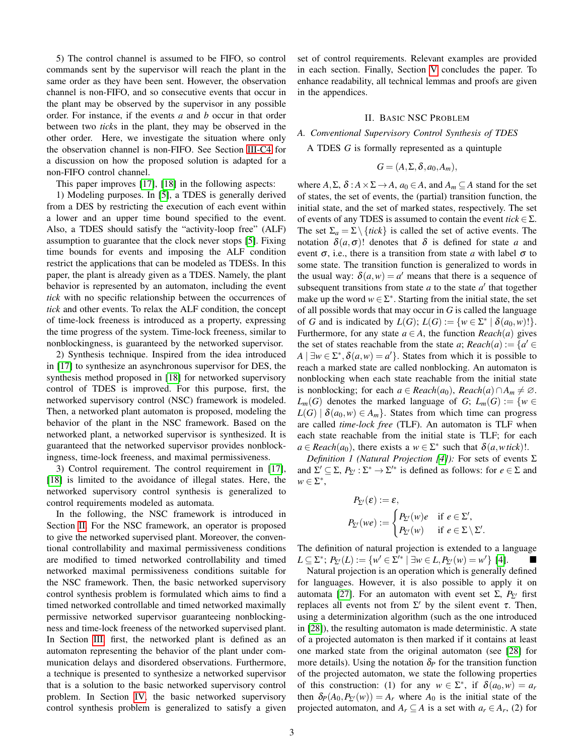5) The control channel is assumed to be FIFO, so control commands sent by the supervisor will reach the plant in the same order as they have been sent. However, the observation channel is non-FIFO, and so consecutive events that occur in the plant may be observed by the supervisor in any possible order. For instance, if the events $a$ and $b$ occur in that order between two *tick*s in the plant, they may be observed in the other order. Here, we investigate the situation where only the observation channel is non-FIFO. See Section III-C4 for a discussion on how the proposed solution is adapted for a non-FIFO control channel.

This paper improves [17], [18] in the following aspects:

1) Modeling purposes. In [5], a TDES is generally derived from a DES by restricting the execution of each event within a lower and an upper time bound specified to the event. Also, a TDES should satisfy the "activity-loop free" (ALF) assumption to guarantee that the clock never stops [5]. Fixing time bounds for events and imposing the ALF condition restrict the applications that can be modeled as TDESs. In this paper, the plant is already given as a TDES. Namely, the plant behavior is represented by an automaton, including the event *tick* with no specific relationship between the occurrences of *tick* and other events. To relax the ALF condition, the concept of time-lock freeness is introduced as a property, expressing the time progress of the system. Time-lock freeness, similar to nonblockingness, is guaranteed by the networked supervisor.

2) Synthesis technique. Inspired from the idea introduced in [17] to synthesize an asynchronous supervisor for DES, the synthesis method proposed in [18] for networked supervisory control of TDES is improved. For this purpose, first, the networked supervisory control (NSC) framework is modeled. Then, a networked plant automaton is proposed, modeling the behavior of the plant in the NSC framework. Based on the networked plant, a networked supervisor is synthesized. It is guaranteed that the networked supervisor provides nonblockingness, time-lock freeness, and maximal permissiveness.

3) Control requirement. The control requirement in [17], [18] is limited to the avoidance of illegal states. Here, the networked supervisory control synthesis is generalized to control requirements modeled as automata.

In the following, the NSC framework is introduced in Section II. For the NSC framework, an operator is proposed to give the networked supervised plant. Moreover, the conventional controllability and maximal permissiveness conditions are modified to timed networked controllability and timed networked maximal permissiveness conditions suitable for the NSC framework. Then, the basic networked supervisory control synthesis problem is formulated which aims to find a timed networked controllable and timed networked maximally permissive networked supervisor guaranteeing nonblockingness and time-lock freeness of the networked supervised plant. In Section III, first, the networked plant is defined as an automaton representing the behavior of the plant under communication delays and disordered observations. Furthermore, a technique is presented to synthesize a networked supervisor that is a solution to the basic networked supervisory control problem. In Section IV, the basic networked supervisory control synthesis problem is generalized to satisfy a given set of control requirements. Relevant examples are provided in each section. Finally, Section V concludes the paper. To enhance readability, all technical lemmas and proofs are given in the appendices.

## II. Basic NSC Problem

### A. Conventional Supervisory Control Synthesis of TDES

A TDES $G$ is formally represented as a quintuple

$$G = (A, \Sigma, \delta, a_0, A_m),$$

where $A, \Sigma$, $\delta : A \times \Sigma \to A$, $a_0 \in A$, and $A_m \subseteq A$ stand for the set of states, the set of events, the (partial) transition function, the initial state, and the set of marked states, respectively. The set of events of any TDES is assumed to contain the event $tick \in \Sigma$. The set $\Sigma_a = \Sigma \setminus \{tick\}$ is called the set of active events. The notation $\delta(a, \sigma)!$ denotes that $\delta$ is defined for state $a$ and event $\sigma$, i.e., there is a transition from state $a$ with label $\sigma$ to some state. The transition function is generalized to words in the usual way: $\delta(a, w) = a'$ means that there is a sequence of subsequent transitions from state $a$ to the state $a'$ that together make up the word $w \in \Sigma^*$. Starting from the initial state, the set of all possible words that may occur in $G$ is called the language of $G$ and is indicated by $L(G)$; $L(G) := \{w \in \Sigma^* \mid \delta(a_0, w)!\}$. Furthermore, for any state $a \in A$, the function $Reach(a)$ gives the set of states reachable from the state $a$; $Reach(a) := \{a' \in A \mid \exists w \in \Sigma^*, \delta(a, w) = a'\}$. States from which it is possible to reach a marked state are called nonblocking. An automaton is nonblocking when each state reachable from the initial state is nonblocking; for each $a \in Reach(a_0)$, $Reach(a) \cap A_m \neq \varnothing$. $L_m(G)$ denotes the marked language of $G$; $L_m(G) := \{w \in L(G) \mid \delta(a_0, w) \in A_m\}$. States from which time can progress are called *time-lock free* (TLF). An automaton is TLF when each state reachable from the initial state is TLF; for each $a \in Reach(a_0)$, there exists a $w \in \Sigma^*$ such that $\delta(a, w\,tick)!$.

*Definition 1 (Natural Projection [4]):* For sets of events $\Sigma$ and $\Sigma' \subseteq \Sigma$, $P_{\Sigma'} : \Sigma^* \to \Sigma'^*$ is defined as follows: for $e \in \Sigma$ and $w \in \Sigma^*$,

$$P_{\Sigma'}(\varepsilon) := \varepsilon,$$

$$P_{\Sigma'}(we) := \begin{cases} P_{\Sigma'}(w)e & \text{if } e \in \Sigma', \\ P_{\Sigma'}(w) & \text{if } e \in \Sigma \setminus \Sigma'. \end{cases}$$

The definition of natural projection is extended to a language $L \subseteq \Sigma^*$; $P_{\Sigma'}(L) := \{w' \in \Sigma'^* \mid \exists w \in L, P_{\Sigma'}(w) = w'\}$ [4]. ■

Natural projection is an operation which is generally defined for languages. However, it is also possible to apply it on automata [27]. For an automaton with event set $\Sigma$, $P_{\Sigma'}$ first replaces all events not from $\Sigma'$ by the silent event $\tau$. Then, using a determinization algorithm (such as the one introduced in [28]), the resulting automaton is made deterministic. A state of a projected automaton is then marked if it contains at least one marked state from the original automaton (see [28] for more details). Using the notation $\delta_P$ for the transition function of the projected automaton, we state the following properties of this construction: (1) for any $w \in \Sigma^*$, if $\delta(a_0, w) = a_r$ then $\delta_P(A_0, P_{\Sigma'}(w)) = A_r$ where $A_0$ is the initial state of the projected automaton, and $A_r \subseteq A$ is a set with $a_r \in A_r$, (2) for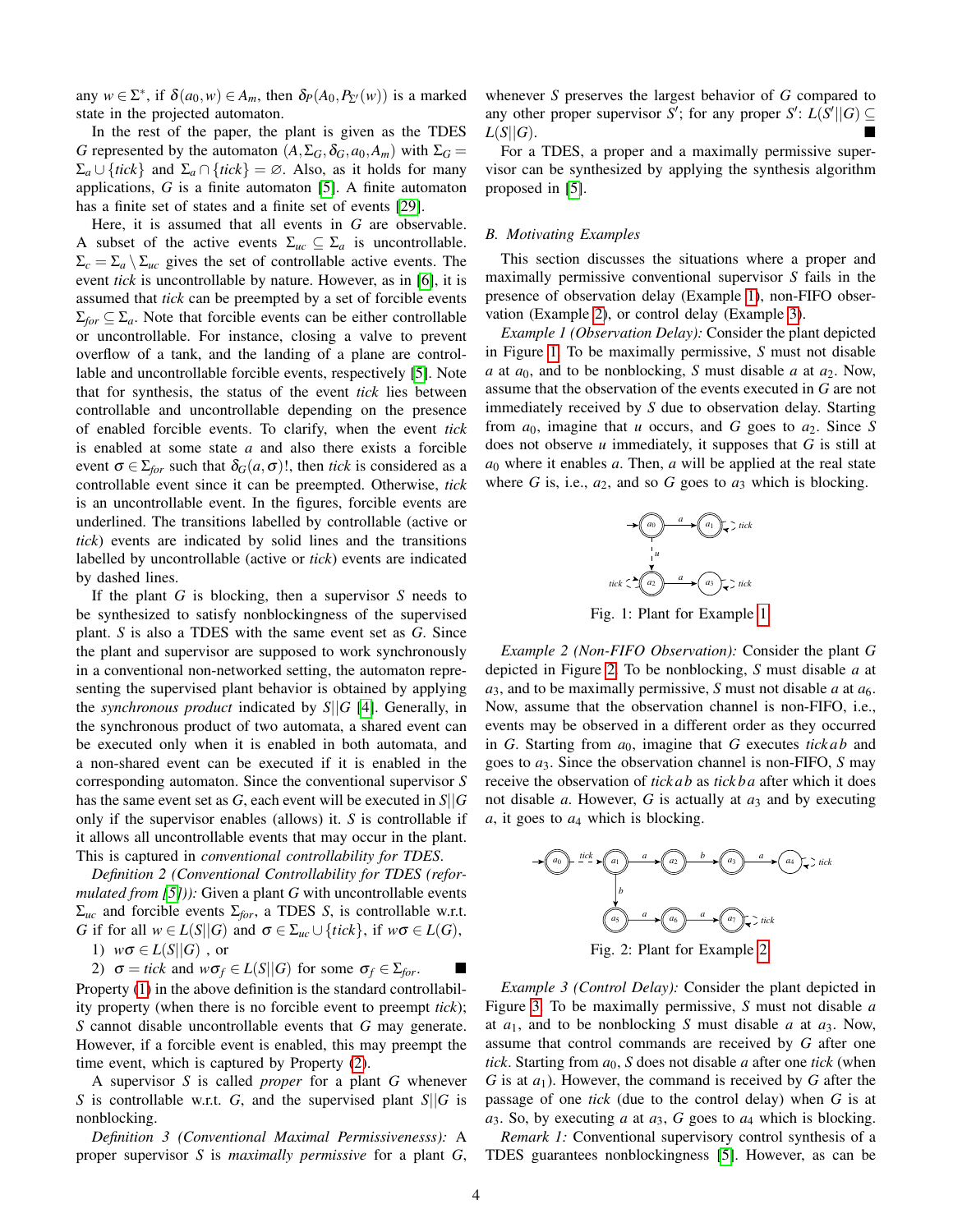any $w \in \Sigma^*$, if $\delta(a_0, w) \in A_m$, then $\delta_P(A_0, P_{\Sigma'}(w))$ is a marked state in the projected automaton.

In the rest of the paper, the plant is given as the TDES $G$ represented by the automaton $(A, \Sigma_G, \delta_G, a_0, A_m)$ with $\Sigma_G = \Sigma_a \cup \{tick\}$ and $\Sigma_a \cap \{tick\} = \varnothing$. Also, as it holds for many applications, $G$ is a finite automaton [5]. A finite automaton has a finite set of states and a finite set of events [29].

Here, it is assumed that all events in $G$ are observable. A subset of the active events $\Sigma_{uc} \subseteq \Sigma_a$ is uncontrollable. $\Sigma_c = \Sigma_a \setminus \Sigma_{uc}$ gives the set of controllable active events. The event $tick$ is uncontrollable by nature. However, as in [6], it is assumed that $tick$ can be preempted by a set of forcible events $\Sigma_{for} \subseteq \Sigma_a$. Note that forcible events can be either controllable or uncontrollable. For instance, closing a valve to prevent overflow of a tank, and the landing of a plane are controllable and uncontrollable forcible events, respectively [5]. Note that for synthesis, the status of the event $tick$ lies between controllable and uncontrollable depending on the presence of enabled forcible events. To clarify, when the event $tick$ is enabled at some state $a$ and also there exists a forcible event $\sigma \in \Sigma_{for}$ such that $\delta_G(a, \sigma)!$, then $tick$ is considered as a controllable event since it can be preempted. Otherwise, $tick$ is an uncontrollable event. In the figures, forcible events are underlined. The transitions labelled by controllable (active or $tick$) events are indicated by solid lines and the transitions labelled by uncontrollable (active or $tick$) events are indicated by dashed lines.

If the plant $G$ is blocking, then a supervisor $S$ needs to be synthesized to satisfy nonblockingness of the supervised plant. $S$ is also a TDES with the same event set as $G$. Since the plant and supervisor are supposed to work synchronously in a conventional non-networked setting, the automaton representing the supervised plant behavior is obtained by applying the *synchronous product* indicated by $S||G$ [4]. Generally, in the synchronous product of two automata, a shared event can be executed only when it is enabled in both automata, and a non-shared event can be executed if it is enabled in the corresponding automaton. Since the conventional supervisor $S$ has the same event set as $G$, each event will be executed in $S||G$ only if the supervisor enables (allows) it. $S$ is controllable if it allows all uncontrollable events that may occur in the plant. This is captured in *conventional controllability for TDES*.

*Definition 2 (Conventional Controllability for TDES (reformulated from [5])):* Given a plant $G$ with uncontrollable events $\Sigma_{uc}$ and forcible events $\Sigma_{for}$, a TDES $S$, is controllable w.r.t. $G$ if for all $w \in L(S||G)$ and $\sigma \in \Sigma_{uc} \cup \{tick\}$, if $w\sigma \in L(G)$,

1) $w\sigma \in L(S||G)$ , or
2) $\sigma = tick$ and $w\sigma_f \in L(S||G)$ for some $\sigma_f \in \Sigma_{for}$. ■

Property (1) in the above definition is the standard controllability property (when there is no forcible event to preempt $tick$); $S$ cannot disable uncontrollable events that $G$ may generate. However, if a forcible event is enabled, this may preempt the time event, which is captured by Property (2).

A supervisor $S$ is called *proper* for a plant $G$ whenever $S$ is controllable w.r.t. $G$, and the supervised plant $S||G$ is nonblocking.

*Definition 3 (Conventional Maximal Permissivenesss):* A proper supervisor $S$ is *maximally permissive* for a plant $G$, whenever $S$ preserves the largest behavior of $G$ compared to any other proper supervisor $S'$; for any proper $S'$: $L(S'||G) \subseteq L(S||G)$. ■

For a TDES, a proper and a maximally permissive supervisor can be synthesized by applying the synthesis algorithm proposed in [5].

### B. Motivating Examples

This section discusses the situations where a proper and maximally permissive conventional supervisor $S$ fails in the presence of observation delay (Example 1), non-FIFO observation (Example 2), or control delay (Example 3).

*Example 1 (Observation Delay):* Consider the plant depicted in Figure 1. To be maximally permissive, $S$ must not disable $a$ at $a_0$, and to be nonblocking, $S$ must disable $a$ at $a_2$. Now, assume that the observation of the events executed in $G$ are not immediately received by $S$ due to observation delay. Starting from $a_0$, imagine that $u$ occurs, and $G$ goes to $a_2$. Since $S$ does not observe $u$ immediately, it supposes that $G$ is still at $a_0$ where it enables $a$. Then, $a$ will be applied at the real state where $G$ is, i.e., $a_2$, and so $G$ goes to $a_3$ which is blocking.

Fig. 1: Plant for Example 1

*Example 2 (Non-FIFO Observation):* Consider the plant $G$ depicted in Figure 2. To be nonblocking, $S$ must disable $a$ at $a_3$, and to be maximally permissive, $S$ must not disable $a$ at $a_6$. Now, assume that the observation channel is non-FIFO, i.e., events may be observed in a different order as they occurred in $G$. Starting from $a_0$, imagine that $G$ executes $tick\,ab$ and goes to $a_3$. Since the observation channel is non-FIFO, $S$ may receive the observation of $tick\,ab$ as $tick\,ba$ after which it does not disable $a$. However, $G$ is actually at $a_3$ and by executing $a$, it goes to $a_4$ which is blocking.

Fig. 2: Plant for Example 2

*Example 3 (Control Delay):* Consider the plant depicted in Figure 3. To be maximally permissive, $S$ must not disable $a$ at $a_1$, and to be nonblocking $S$ must disable $a$ at $a_3$. Now, assume that control commands are received by $G$ after one $tick$. Starting from $a_0$, $S$ does not disable $a$ after one $tick$ (when $G$ is at $a_1$). However, the command is received by $G$ after the passage of one $tick$ (due to the control delay) when $G$ is at $a_3$. So, by executing $a$ at $a_3$, $G$ goes to $a_4$ which is blocking.

*Remark 1:* Conventional supervisory control synthesis of a TDES guarantees nonblockingness [5]. However, as can be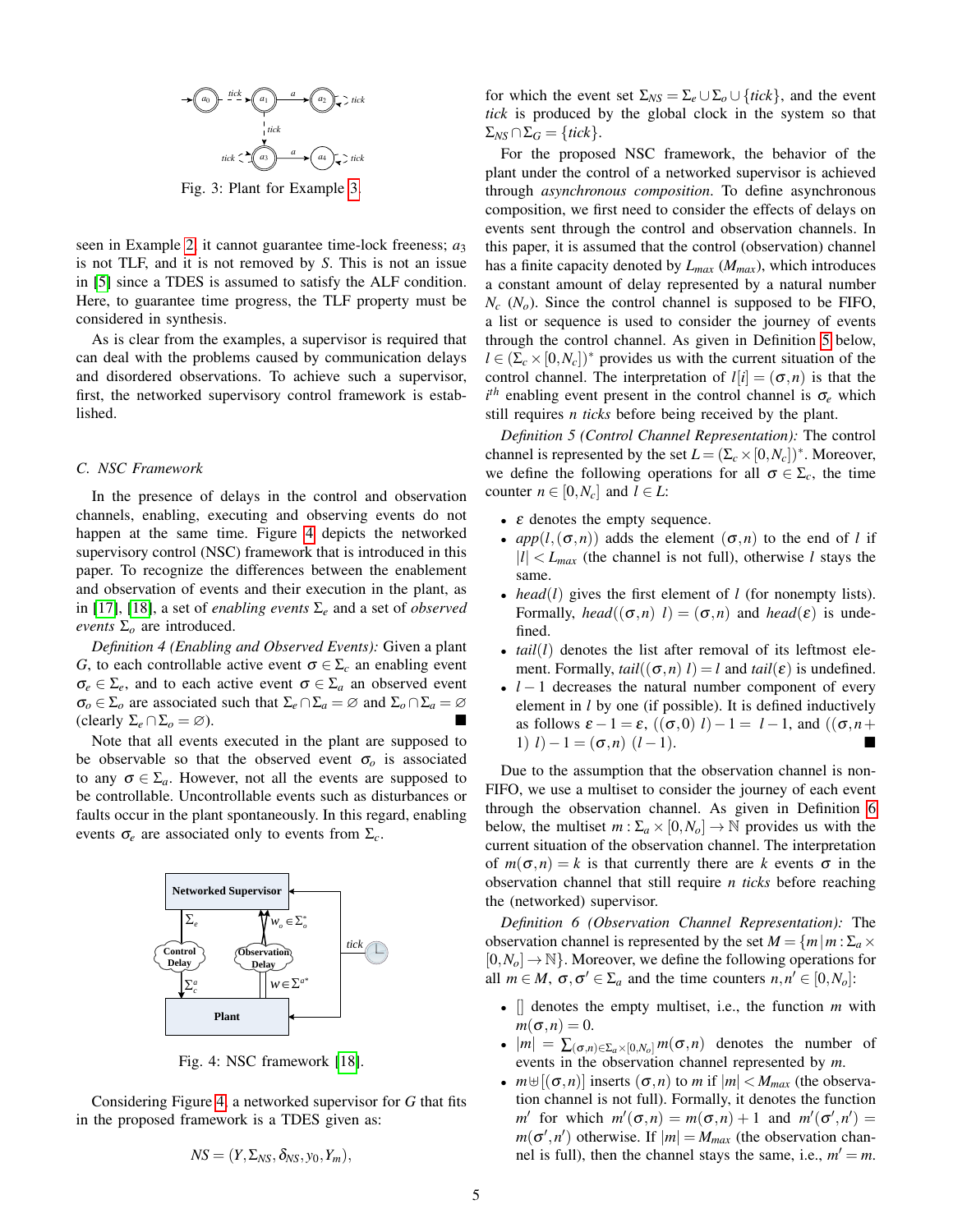Fig. 3: Plant for Example 3.

seen in Example 2, it cannot guarantee time-lock freeness; $a_3$ is not TLF, and it is not removed by $S$. This is not an issue in [5] since a TDES is assumed to satisfy the ALF condition. Here, to guarantee time progress, the TLF property must be considered in synthesis.

As is clear from the examples, a supervisor is required that can deal with the problems caused by communication delays and disordered observations. To achieve such a supervisor, first, the networked supervisory control framework is established.

### C. NSC Framework

In the presence of delays in the control and observation channels, enabling, executing and observing events do not happen at the same time. Figure 4 depicts the networked supervisory control (NSC) framework that is introduced in this paper. To recognize the differences between the enablement and observation of events and their execution in the plant, as in [17], [18], a set of *enabling events* $\Sigma_e$ and a set of *observed events* $\Sigma_o$ are introduced.

*Definition 4 (Enabling and Observed Events):* Given a plant $G$, to each controllable active event $\sigma \in \Sigma_c$ an enabling event $\sigma_e \in \Sigma_e$, and to each active event $\sigma \in \Sigma_a$ an observed event $\sigma_o \in \Sigma_o$ are associated such that $\Sigma_e \cap \Sigma_a = \varnothing$ and $\Sigma_o \cap \Sigma_a = \varnothing$ (clearly $\Sigma_e \cap \Sigma_o = \varnothing$). ■

Note that all events executed in the plant are supposed to be observable so that the observed event $\sigma_o$ is associated to any $\sigma \in \Sigma_a$. However, not all the events are supposed to be controllable. Uncontrollable events such as disturbances or faults occur in the plant spontaneously. In this regard, enabling events $\sigma_e$ are associated only to events from $\Sigma_c$.

Fig. 4: NSC framework [18].

Considering Figure 4, a networked supervisor for $G$ that fits in the proposed framework is a TDES given as:

$$NS = (Y, \Sigma_{NS}, \delta_{NS}, y_0, Y_m),$$

for which the event set $\Sigma_{NS} = \Sigma_e \cup \Sigma_o \cup \{tick\}$, and the event $tick$ is produced by the global clock in the system so that $\Sigma_{NS} \cap \Sigma_G = \{tick\}$.

For the proposed NSC framework, the behavior of the plant under the control of a networked supervisor is achieved through *asynchronous composition*. To define asynchronous composition, we first need to consider the effects of delays on events sent through the control and observation channels. In this paper, it is assumed that the control (observation) channel has a finite capacity denoted by $L_{max}$ ($M_{max}$), which introduces a constant amount of delay represented by a natural number $N_c$ ($N_o$). Since the control channel is supposed to be FIFO, a list or sequence is used to consider the journey of events through the control channel. As given in Definition 5 below, $l \in (\Sigma_c \times [0, N_c])^*$ provides us with the current situation of the control channel. The interpretation of $l[i] = (\sigma, n)$ is that the $i^{th}$ enabling event present in the control channel is $\sigma_e$ which still requires $n$ *ticks* before being received by the plant.

*Definition 5 (Control Channel Representation):* The control channel is represented by the set $L = (\Sigma_c \times [0, N_c])^*$. Moreover, we define the following operations for all $\sigma \in \Sigma_c$, the time counter $n \in [0, N_c]$ and $l \in L$:

- $\varepsilon$ denotes the empty sequence.
- $app(l, (\sigma, n))$ adds the element $(\sigma, n)$ to the end of $l$ if $|l| < L_{max}$ (the channel is not full), otherwise $l$ stays the same.
- $head(l)$ gives the first element of $l$ (for nonempty lists). Formally, $head((\sigma, n)\ l) = (\sigma, n)$ and $head(\varepsilon)$ is undefined.
- $tail(l)$ denotes the list after removal of its leftmost element. Formally, $tail((\sigma, n)\ l) = l$ and $tail(\varepsilon)$ is undefined.
- $l - 1$ decreases the natural number component of every element in $l$ by one (if possible). It is defined inductively as follows $\varepsilon - 1 = \varepsilon$, $((\sigma, 0)\ l) - 1 = \ l - 1$, and $((\sigma, n + 1)\ l) - 1 = (\sigma, n)\ (l - 1)$. ■

Due to the assumption that the observation channel is non-FIFO, we use a multiset to consider the journey of each event through the observation channel. As given in Definition 6 below, the multiset $m : \Sigma_a \times [0, N_o] \rightarrow \mathbb{N}$ provides us with the current situation of the observation channel. The interpretation of $m(\sigma, n) = k$ is that currently there are $k$ events $\sigma$ in the observation channel that still require $n$ *ticks* before reaching the (networked) supervisor.

*Definition 6 (Observation Channel Representation):* The observation channel is represented by the set $M = \{m \,|\, m : \Sigma_a \times [0, N_o] \rightarrow \mathbb{N}\}$. Moreover, we define the following operations for all $m \in M$, $\sigma, \sigma' \in \Sigma_a$ and the time counters $n, n' \in [0, N_o]$:

- $[]$ denotes the empty multiset, i.e., the function $m$ with $m(\sigma, n) = 0$.
- $|m| = \sum_{(\sigma,n) \in \Sigma_a \times [0,N_o]} m(\sigma, n)$ denotes the number of events in the observation channel represented by $m$.
- $m \uplus [(\sigma, n)]$ inserts $(\sigma, n)$ to $m$ if $|m| < M_{max}$ (the observation channel is not full). Formally, it denotes the function $m'$ for which $m'(\sigma, n) = m(\sigma, n) + 1$ and $m'(\sigma', n') = m(\sigma', n')$ otherwise. If $|m| = M_{max}$ (the observation channel is full), then the channel stays the same, i.e., $m' = m$.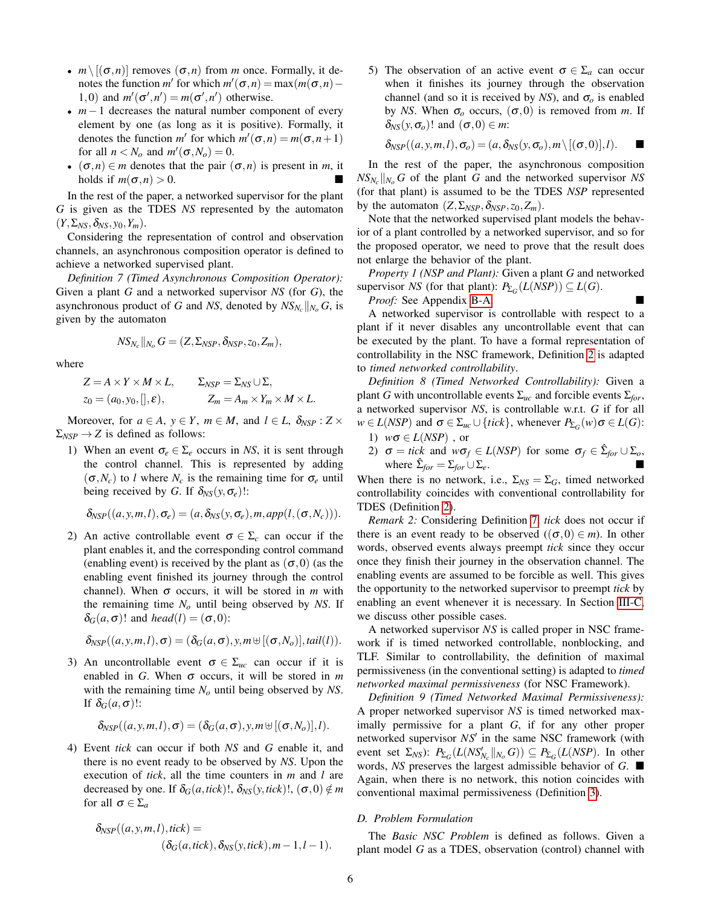- $m \setminus [(\sigma,n)]$ removes $(\sigma,n)$ from $m$ once. Formally, it denotes the function $m'$ for which $m'(\sigma,n) = \max(m(\sigma,n)-1, 0)$ and $m'(\sigma',n') = m(\sigma',n')$ otherwise.
- $m-1$ decreases the natural number component of every element by one (as long as it is positive). Formally, it denotes the function $m'$ for which $m'(\sigma,n) = m(\sigma,n+1)$ for all $n < N_o$ and $m'(\sigma,N_o) = 0$.
- $(\sigma,n) \in m$ denotes that the pair $(\sigma,n)$ is present in $m$, it holds if $m(\sigma,n) > 0$. ■

In the rest of the paper, a networked supervisor for the plant $G$ is given as the TDES *NS* represented by the automaton $(Y, \Sigma_{NS}, \delta_{NS}, y_0, Y_m)$.

Considering the representation of control and observation channels, an asynchronous composition operator is defined to achieve a networked supervised plant.

*Definition 7 (Timed Asynchronous Composition Operator):* Given a plant $G$ and a networked supervisor *NS* (for $G$), the asynchronous product of $G$ and *NS*, denoted by $NS_{N_c}\|_{N_o} G$, is given by the automaton

$$NS_{N_c}\|_{N_o} G = (Z, \Sigma_{NSP}, \delta_{NSP}, z_0, Z_m),$$

where

$$Z = A \times Y \times M \times L, \qquad \Sigma_{NSP} = \Sigma_{NS} \cup \Sigma,$$
$$z_0 = (a_0, y_0, [], \varepsilon), \qquad Z_m = A_m \times Y_m \times M \times L.$$

Moreover, for $a \in A$, $y \in Y$, $m \in M$, and $l \in L$, $\delta_{NSP} : Z \times \Sigma_{NSP} \to Z$ is defined as follows:

1) When an event $\sigma_e \in \Sigma_e$ occurs in *NS*, it is sent through the control channel. This is represented by adding $(\sigma, N_c)$ to $l$ where $N_c$ is the remaining time for $\sigma_e$ until being received by $G$. If $\delta_{NS}(y, \sigma_e)!$:
$$\delta_{NSP}((a,y,m,l),\sigma_e) = (a, \delta_{NS}(y,\sigma_e), m, app(l,(\sigma,N_c))).$$
2) An active controllable event $\sigma \in \Sigma_c$ can occur if the plant enables it, and the corresponding control command (enabling event) is received by the plant as $(\sigma,0)$ (as the enabling event finished its journey through the control channel). When $\sigma$ occurs, it will be stored in $m$ with the remaining time $N_o$ until being observed by *NS*. If $\delta_G(a,\sigma)!$ and $head(l) = (\sigma,0)$:
$$\delta_{NSP}((a,y,m,l),\sigma) = (\delta_G(a,\sigma), y, m \uplus [(\sigma,N_o)], tail(l)).$$
3) An uncontrollable event $\sigma \in \Sigma_{uc}$ can occur if it is enabled in $G$. When $\sigma$ occurs, it will be stored in $m$ with the remaining time $N_o$ until being observed by *NS*. If $\delta_G(a,\sigma)!$:
$$\delta_{NSP}((a,y,m,l),\sigma) = (\delta_G(a,\sigma), y, m \uplus [(\sigma,N_o)], l).$$
4) Event *tick* can occur if both *NS* and $G$ enable it, and there is no event ready to be observed by *NS*. Upon the execution of *tick*, all the time counters in $m$ and $l$ are decreased by one. If $\delta_G(a,tick)!$, $\delta_{NS}(y,tick)!$, $(\sigma,0) \notin m$ for all $\sigma \in \Sigma_a$
$$\delta_{NSP}((a,y,m,l),tick) = (\delta_G(a,tick), \delta_{NS}(y,tick), m-1, l-1).$$
5) The observation of an active event $\sigma \in \Sigma_a$ can occur when it finishes its journey through the observation channel (and so it is received by *NS*), and $\sigma_o$ is enabled by *NS*. When $\sigma_o$ occurs, $(\sigma,0)$ is removed from $m$. If $\delta_{NS}(y,\sigma_o)!$ and $(\sigma,0) \in m$:
$$\delta_{NSP}((a,y,m,l),\sigma_o) = (a, \delta_{NS}(y,\sigma_o), m \setminus [(\sigma,0)], l). \quad ■$$

In the rest of the paper, the asynchronous composition $NS_{N_c}\|_{N_o} G$ of the plant $G$ and the networked supervisor *NS* (for that plant) is assumed to be the TDES *NSP* represented by the automaton $(Z, \Sigma_{NSP}, \delta_{NSP}, z_0, Z_m)$.

Note that the networked supervised plant models the behavior of a plant controlled by a networked supervisor, and so for the proposed operator, we need to prove that the result does not enlarge the behavior of the plant.

*Property 1 (NSP and Plant):* Given a plant $G$ and networked supervisor *NS* (for that plant): $P_{\Sigma_G}(L(NSP)) \subseteq L(G)$.

*Proof:* See Appendix B-A. ■

A networked supervisor is controllable with respect to a plant if it never disables any uncontrollable event that can be executed by the plant. To have a formal representation of controllability in the NSC framework, Definition 2 is adapted to *timed networked controllability*.

*Definition 8 (Timed Networked Controllability):* Given a plant $G$ with uncontrollable events $\Sigma_{uc}$ and forcible events $\Sigma_{for}$, a networked supervisor *NS*, is controllable w.r.t. $G$ if for all $w \in L(NSP)$ and $\sigma \in \Sigma_{uc} \cup \{tick\}$, whenever $P_{\Sigma_G}(w)\sigma \in L(G)$:

1) $w\sigma \in L(NSP)$ , or
2) $\sigma = tick$ and $w\sigma_f \in L(NSP)$ for some $\sigma_f \in \hat{\Sigma}_{for} \cup \Sigma_o$, where $\hat{\Sigma}_{for} = \Sigma_{for} \cup \Sigma_e$. ■

When there is no network, i.e., $\Sigma_{NS} = \Sigma_G$, timed networked controllability coincides with conventional controllability for TDES (Definition 2).

*Remark 2:* Considering Definition 7, *tick* does not occur if there is an event ready to be observed ($(\sigma,0) \in m$). In other words, observed events always preempt *tick* since they occur once they finish their journey in the observation channel. The enabling events are assumed to be forcible as well. This gives the opportunity to the networked supervisor to preempt *tick* by enabling an event whenever it is necessary. In Section III-C, we discuss other possible cases.

A networked supervisor *NS* is called proper in NSC framework if is timed networked controllable, nonblocking, and TLF. Similar to controllability, the definition of maximal permissiveness (in the conventional setting) is adapted to *timed networked maximal permissiveness* (for NSC Framework).

*Definition 9 (Timed Networked Maximal Permissiveness):* A proper networked supervisor *NS* is timed networked maximally permissive for a plant $G$, if for any other proper networked supervisor $NS'$ in the same NSC framework (with event set $\Sigma_{NS}$): $P_{\Sigma_G}(L(NS'_{N_c}\|_{N_o} G)) \subseteq P_{\Sigma_G}(L(NSP)$. In other words, *NS* preserves the largest admissible behavior of $G$. ■

Again, when there is no network, this notion coincides with conventional maximal permissiveness (Definition 3).

### *D. Problem Formulation*

The *Basic NSC Problem* is defined as follows. Given a plant model $G$ as a TDES, observation (control) channel with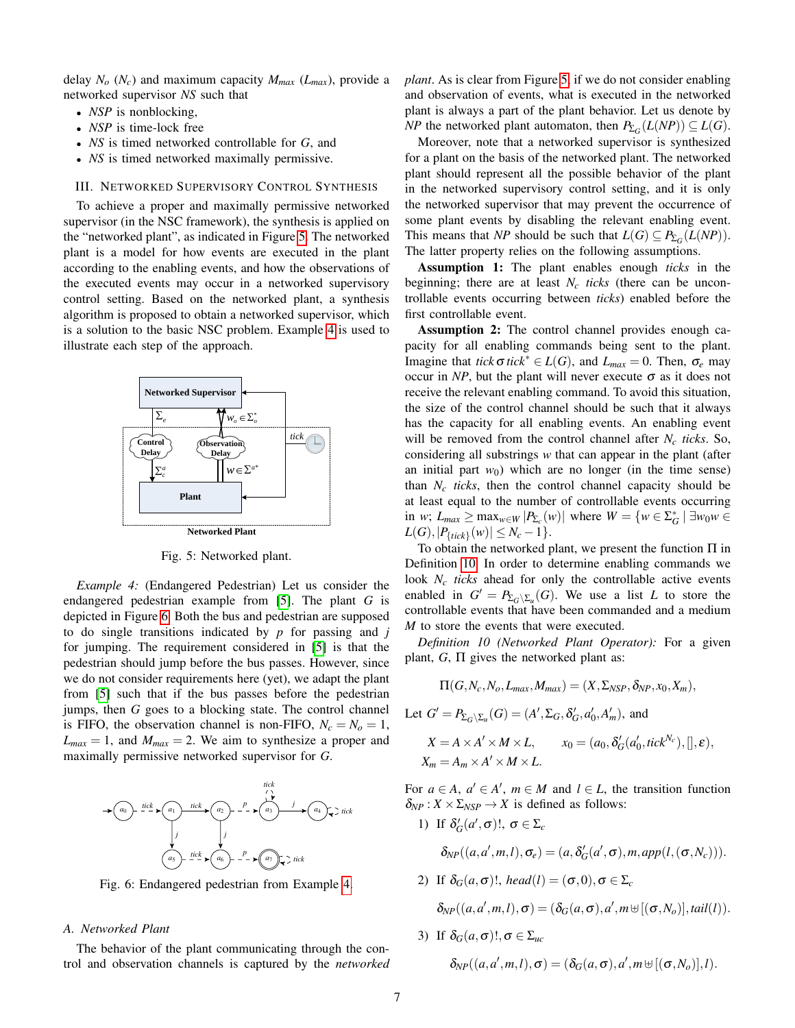delay $N_o$ ($N_c$) and maximum capacity $M_{max}$ ($L_{max}$), provide a networked supervisor $NS$ such that

- $NSP$ is nonblocking,
- $NSP$ is time-lock free
- $NS$ is timed networked controllable for $G$, and
- $NS$ is timed networked maximally permissive.

## III. Networked Supervisory Control Synthesis

To achieve a proper and maximally permissive networked supervisor (in the NSC framework), the synthesis is applied on the "networked plant", as indicated in Figure 5. The networked plant is a model for how events are executed in the plant according to the enabling events, and how the observations of the executed events may occur in a networked supervisory control setting. Based on the networked plant, a synthesis algorithm is proposed to obtain a networked supervisor, which is a solution to the basic NSC problem. Example 4 is used to illustrate each step of the approach.

Fig. 5: Networked plant.

*Example 4:* (Endangered Pedestrian) Let us consider the endangered pedestrian example from [5]. The plant $G$ is depicted in Figure 6. Both the bus and pedestrian are supposed to do single transitions indicated by $p$ for passing and $j$ for jumping. The requirement considered in [5] is that the pedestrian should jump before the bus passes. However, since we do not consider requirements here (yet), we adapt the plant from [5] such that if the bus passes before the pedestrian jumps, then $G$ goes to a blocking state. The control channel is FIFO, the observation channel is non-FIFO, $N_c = N_o = 1$, $L_{max} = 1$, and $M_{max} = 2$. We aim to synthesize a proper and maximally permissive networked supervisor for $G$.

Fig. 6: Endangered pedestrian from Example 4.

### A. Networked Plant

The behavior of the plant communicating through the control and observation channels is captured by the *networked plant*. As is clear from Figure 5, if we do not consider enabling and observation of events, what is executed in the networked plant is always a part of the plant behavior. Let us denote by $NP$ the networked plant automaton, then $P_{\Sigma_G}(L(NP)) \subseteq L(G)$.

Moreover, note that a networked supervisor is synthesized for a plant on the basis of the networked plant. The networked plant should represent all the possible behavior of the plant in the networked supervisory control setting, and it is only the networked supervisor that may prevent the occurrence of some plant events by disabling the relevant enabling event. This means that $NP$ should be such that $L(G) \subseteq P_{\Sigma_G}(L(NP))$. The latter property relies on the following assumptions.

**Assumption 1:** The plant enables enough *ticks* in the beginning; there are at least $N_c$ *ticks* (there can be uncontrollable events occurring between *ticks*) enabled before the first controllable event.

**Assumption 2:** The control channel provides enough capacity for all enabling commands being sent to the plant. Imagine that $tick\,\sigma\,tick^* \in L(G)$, and $L_{max} = 0$. Then, $\sigma_e$ may occur in $NP$, but the plant will never execute $\sigma$ as it does not receive the relevant enabling command. To avoid this situation, the size of the control channel should be such that it always has the capacity for all enabling events. An enabling event will be removed from the control channel after $N_c$ *ticks*. So, considering all substrings $w$ that can appear in the plant (after an initial part $w_0$) which are no longer (in the time sense) than $N_c$ *ticks*, then the control channel capacity should be at least equal to the number of controllable events occurring in $w$; $L_{max} \geq \max_{w \in W} |P_{\Sigma_c}(w)|$ where $W = \{w \in \Sigma_G^* \mid \exists w_0 w \in L(G), |P_{\{tick\}}(w)| \leq N_c - 1\}$.

To obtain the networked plant, we present the function $\Pi$ in Definition 10. In order to determine enabling commands we look $N_c$ *ticks* ahead for only the controllable active events enabled in $G' = P_{\Sigma_G \setminus \Sigma_u}(G)$. We use a list $L$ to store the controllable events that have been commanded and a medium $M$ to store the events that were executed.

*Definition 10 (Networked Plant Operator):* For a given plant, $G$, $\Pi$ gives the networked plant as:

$$\Pi(G, N_c, N_o, L_{max}, M_{max}) = (X, \Sigma_{NSP}, \delta_{NP}, x_0, X_m),$$

Let $G' = P_{\Sigma_G \setminus \Sigma_u}(G) = (A', \Sigma_G, \delta'_G, a'_0, A'_m)$, and

$$X = A \times A' \times M \times L, \qquad x_0 = (a_0, \delta'_G(a'_0, tick^{N_c}), [], \varepsilon),$$
$$X_m = A_m \times A' \times M \times L.$$

For $a \in A$, $a' \in A'$, $m \in M$ and $l \in L$, the transition function $\delta_{NP} : X \times \Sigma_{NSP} \to X$ is defined as follows:

1) If $\delta'_G(a', \sigma)!$, $\sigma \in \Sigma_c$

$$\delta_{NP}((a, a', m, l), \sigma_e) = (a, \delta'_G(a', \sigma), m, app(l, (\sigma, N_c))).$$

2) If $\delta_G(a, \sigma)!$, $head(l) = (\sigma, 0)$, $\sigma \in \Sigma_c$

$$\delta_{NP}((a, a', m, l), \sigma) = (\delta_G(a, \sigma), a', m \uplus [(\sigma, N_o)], tail(l)).$$

3) If $\delta_G(a, \sigma)!$, $\sigma \in \Sigma_{uc}$

$$\delta_{NP}((a, a', m, l), \sigma) = (\delta_G(a, \sigma), a', m \uplus [(\sigma, N_o)], l).$$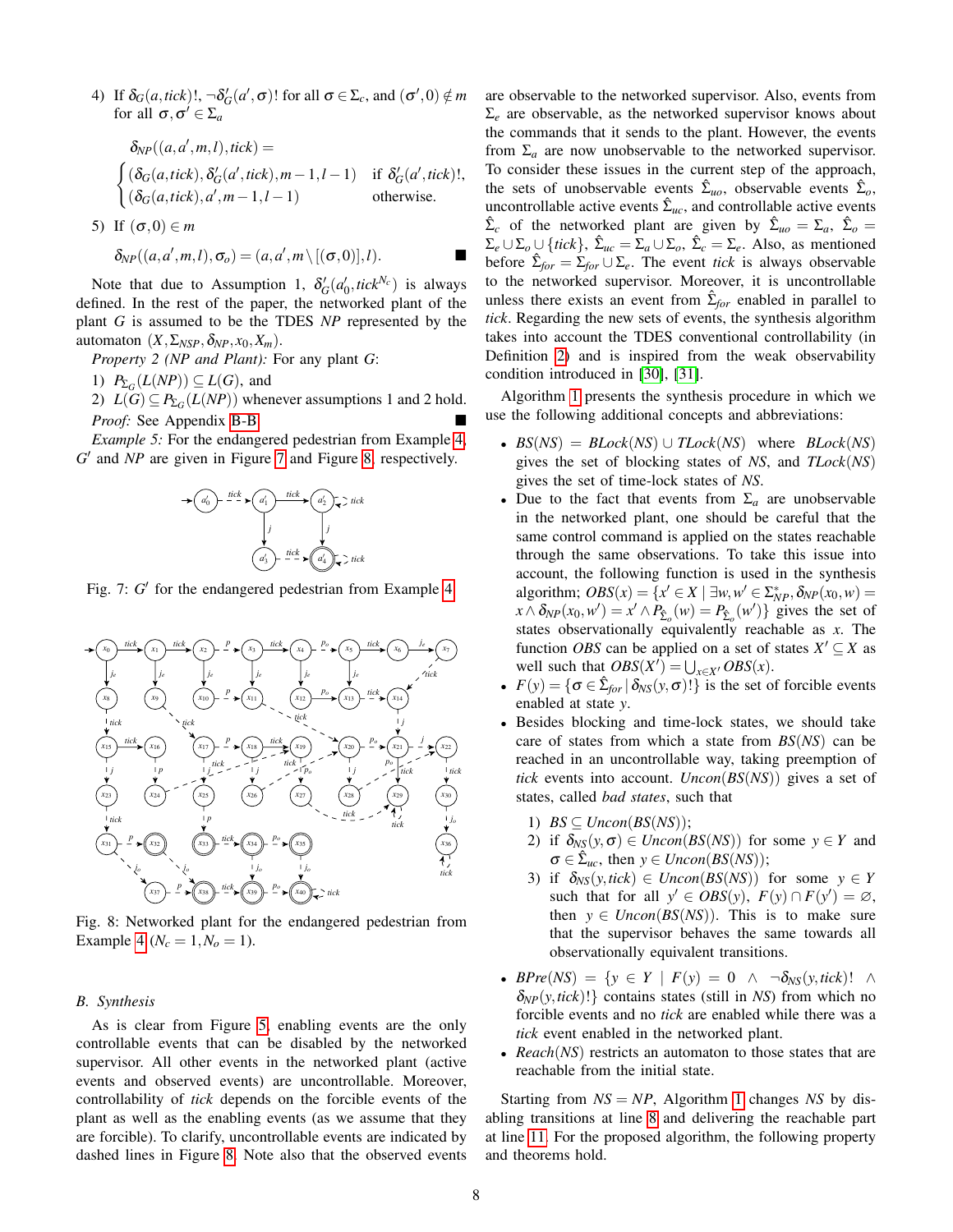4) If $\delta_G(a,tick)!$, $\neg\delta'_G(a',\sigma)!$ for all $\sigma \in \Sigma_c$, and $(\sigma',0) \notin m$ for all $\sigma,\sigma' \in \Sigma_a$

$$\delta_{NP}((a,a',m,l),tick) = \begin{cases} (\delta_G(a,tick),\delta'_G(a',tick),m-1,l-1) & \text{if } \delta'_G(a',tick)!, \\ (\delta_G(a,tick),a',m-1,l-1) & \text{otherwise.} \end{cases}$$

5) If $(\sigma,0) \in m$

$$\delta_{NP}((a,a',m,l),\sigma_o) = (a,a',m \setminus [(\sigma,0)],l). \quad \blacksquare$$

Note that due to Assumption 1, $\delta'_G(a'_0,tick^{N_c})$ is always defined. In the rest of the paper, the networked plant of the plant $G$ is assumed to be the TDES $NP$ represented by the automaton $(X,\Sigma_{NSP},\delta_{NP},x_0,X_m)$.

*Property 2 (NP and Plant):* For any plant $G$:

1) $P_{\Sigma_G}(L(NP)) \subseteq L(G)$, and
2) $L(G) \subseteq P_{\Sigma_G}(L(NP))$ whenever assumptions 1 and 2 hold.

*Proof:* See Appendix B-B ■

*Example 5:* For the endangered pedestrian from Example 4, $G'$ and $NP$ are given in Figure 7 and Figure 8, respectively.

Fig. 7: $G'$ for the endangered pedestrian from Example 4

Fig. 8: Networked plant for the endangered pedestrian from Example 4 ($N_c = 1, N_o = 1$).

## B. Synthesis

As is clear from Figure 5, enabling events are the only controllable events that can be disabled by the networked supervisor. All other events in the networked plant (active events and observed events) are uncontrollable. Moreover, controllability of *tick* depends on the forcible events of the plant as well as the enabling events (as we assume that they are forcible). To clarify, uncontrollable events are indicated by dashed lines in Figure 8. Note also that the observed events are observable to the networked supervisor. Also, events from $\Sigma_e$ are observable, as the networked supervisor knows about the commands that it sends to the plant. However, the events from $\Sigma_a$ are now unobservable to the networked supervisor. To consider these issues in the current step of the approach, the sets of unobservable events $\hat{\Sigma}_{uo}$, observable events $\hat{\Sigma}_o$, uncontrollable active events $\hat{\Sigma}_{uc}$, and controllable active events $\hat{\Sigma}_c$ of the networked plant are given by $\hat{\Sigma}_{uo} = \Sigma_a$, $\hat{\Sigma}_o = \Sigma_e \cup \Sigma_o \cup \{tick\}$, $\hat{\Sigma}_{uc} = \Sigma_a \cup \Sigma_o$, $\hat{\Sigma}_c = \Sigma_e$. Also, as mentioned before $\hat{\Sigma}_{for} = \Sigma_{for} \cup \Sigma_e$. The event *tick* is always observable to the networked supervisor. Moreover, it is uncontrollable unless there exists an event from $\hat{\Sigma}_{for}$ enabled in parallel to *tick*. Regarding the new sets of events, the synthesis algorithm takes into account the TDES conventional controllability (in Definition 2) and is inspired from the weak observability condition introduced in [30], [31].

Algorithm 1 presents the synthesis procedure in which we use the following additional concepts and abbreviations:

- $BS(NS) = BLock(NS) \cup TLock(NS)$ where $BLock(NS)$ gives the set of blocking states of $NS$, and $TLock(NS)$ gives the set of time-lock states of $NS$.
- Due to the fact that events from $\Sigma_a$ are unobservable in the networked plant, one should be careful that the same control command is applied on the states reachable through the same observations. To take this issue into account, the following function is used in the synthesis algorithm; $OBS(x) = \{x' \in X \mid \exists w,w' \in \Sigma^*_{NP}, \delta_{NP}(x_0,w) = x \wedge \delta_{NP}(x_0,w') = x' \wedge P_{\hat{\Sigma}_o}(w) = P_{\hat{\Sigma}_o}(w')\}$ gives the set of states observationally equivalently reachable as $x$. The function $OBS$ can be applied on a set of states $X' \subseteq X$ as well such that $OBS(X') = \bigcup_{x \in X'} OBS(x)$.
- $F(y) = \{\sigma \in \hat{\Sigma}_{for} \mid \delta_{NS}(y,\sigma)!\}$ is the set of forcible events enabled at state $y$.
- Besides blocking and time-lock states, we should take care of states from which a state from $BS(NS)$ can be reached in an uncontrollable way, taking preemption of *tick* events into account. $Uncon(BS(NS))$ gives a set of states, called *bad states*, such that
  1) $BS \subseteq Uncon(BS(NS))$;
  2) if $\delta_{NS}(y,\sigma) \in Uncon(BS(NS))$ for some $y \in Y$ and $\sigma \in \hat{\Sigma}_{uc}$, then $y \in Uncon(BS(NS))$;
  3) if $\delta_{NS}(y,tick) \in Uncon(BS(NS))$ for some $y \in Y$ such that for all $y' \in OBS(y)$, $F(y) \cap F(y') = \emptyset$, then $y \in Uncon(BS(NS))$. This is to make sure that the supervisor behaves the same towards all observationally equivalent transitions.
- $BPre(NS) = \{y \in Y \mid F(y) = 0 \wedge \neg\delta_{NS}(y,tick)! \wedge \delta_{NP}(y,tick)!\}$ contains states (still in $NS$) from which no forcible events and no *tick* are enabled while there was a *tick* event enabled in the networked plant.
- $Reach(NS)$ restricts an automaton to those states that are reachable from the initial state.

Starting from $NS = NP$, Algorithm 1 changes $NS$ by disabling transitions at line 8 and delivering the reachable part at line 11. For the proposed algorithm, the following property and theorems hold.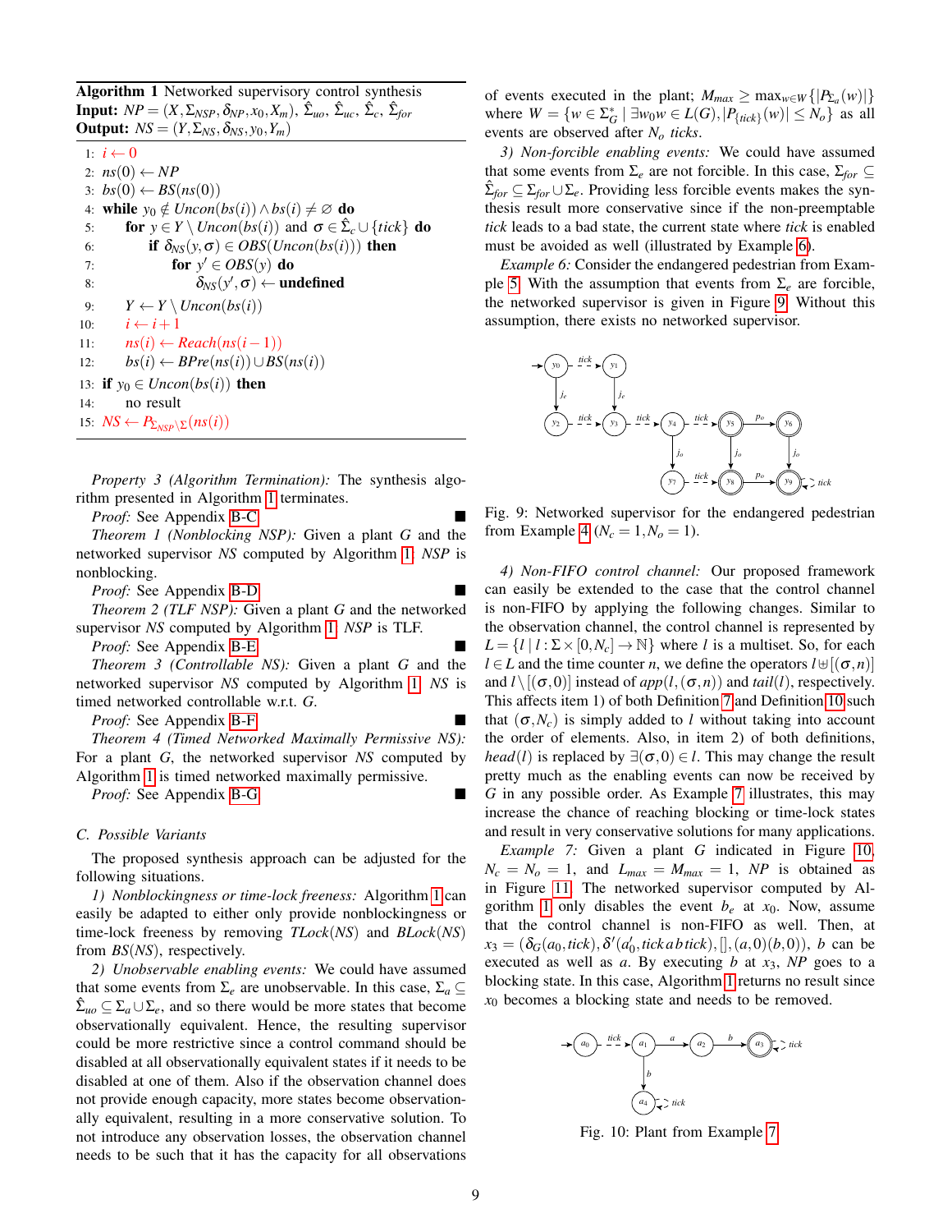**Algorithm 1** Networked supervisory control synthesis

**Input:** $NP = (X, \Sigma_{NSP}, \delta_{NP}, x_0, X_m)$, $\hat{\Sigma}_{uo}$, $\hat{\Sigma}_{uc}$, $\hat{\Sigma}_c$, $\hat{\Sigma}_{for}$

**Output:** $NS = (Y, \Sigma_{NS}, \delta_{NS}, y_0, Y_m)$

```
1:  i ← 0
2:  ns(0) ← NP
3:  bs(0) ← BS(ns(0))
4:  while y0 ∉ Uncon(bs(i)) ∧ bs(i) ≠ ∅ do
5:      for y ∈ Y \ Uncon(bs(i)) and σ ∈ Σ̂c ∪ {tick} do
6:          if δNS(y, σ) ∈ OBS(Uncon(bs(i))) then
7:              for y' ∈ OBS(y) do
8:                  δNS(y', σ) ← undefined
9:      Y ← Y \ Uncon(bs(i))
10:     i ← i + 1
11:     ns(i) ← Reach(ns(i − 1))
12:     bs(i) ← BPre(ns(i)) ∪ BS(ns(i))
13: if y0 ∈ Uncon(bs(i)) then
14:     no result
15: NS ← P_{Σ_NSP \ Σ}(ns(i))
```

*Property 3 (Algorithm Termination):* The synthesis algorithm presented in Algorithm 1 terminates.

*Proof:* See Appendix B-C ■

*Theorem 1 (Nonblocking NSP):* Given a plant $G$ and the networked supervisor $NS$ computed by Algorithm 1. $NSP$ is nonblocking.

*Proof:* See Appendix B-D ■

*Theorem 2 (TLF NSP):* Given a plant $G$ and the networked supervisor $NS$ computed by Algorithm 1. $NSP$ is TLF.

*Proof:* See Appendix B-E ■

*Theorem 3 (Controllable NS):* Given a plant $G$ and the networked supervisor $NS$ computed by Algorithm 1. $NS$ is timed networked controllable w.r.t. $G$.

*Proof:* See Appendix B-F ■

*Theorem 4 (Timed Networked Maximally Permissive NS):* For a plant $G$, the networked supervisor $NS$ computed by Algorithm 1 is timed networked maximally permissive.

*Proof:* See Appendix B-G ■

### C. Possible Variants

The proposed synthesis approach can be adjusted for the following situations.

*1) Nonblockingness or time-lock freeness:* Algorithm 1 can easily be adapted to either only provide nonblockingness or time-lock freeness by removing $TLock(NS)$ and $BLock(NS)$ from $BS(NS)$, respectively.

*2) Unobservable enabling events:* We could have assumed that some events from $\Sigma_e$ are unobservable. In this case, $\Sigma_a \subseteq \hat{\Sigma}_{uo} \subseteq \Sigma_a \cup \Sigma_e$, and so there would be more states that become observationally equivalent. Hence, the resulting supervisor could be more restrictive since a control command should be disabled at all observationally equivalent states if it needs to be disabled at one of them. Also if the observation channel does not provide enough capacity, more states become observationally equivalent, resulting in a more conservative solution. To not introduce any observation losses, the observation channel needs to be such that it has the capacity for all observations of events executed in the plant; $M_{max} \geq \max_{w \in W}\{|P_{\Sigma_a}(w)|\}$ where $W = \{w \in \Sigma_G^* \mid \exists w_0 w \in L(G), |P_{\{tick\}}(w)| \leq N_o\}$ as all events are observed after $N_o$ *ticks*.

*3) Non-forcible enabling events:* We could have assumed that some events from $\Sigma_e$ are not forcible. In this case, $\Sigma_{for} \subseteq \hat{\Sigma}_{for} \subseteq \Sigma_{for} \cup \Sigma_e$. Providing less forcible events makes the synthesis result more conservative since if the non-preemptable *tick* leads to a bad state, the current state where *tick* is enabled must be avoided as well (illustrated by Example 6).

*Example 6:* Consider the endangered pedestrian from Example 5. With the assumption that events from $\Sigma_e$ are forcible, the networked supervisor is given in Figure 9. Without this assumption, there exists no networked supervisor.

Fig. 9: Networked supervisor for the endangered pedestrian from Example 4 ($N_c = 1, N_o = 1$).

*4) Non-FIFO control channel:* Our proposed framework can easily be extended to the case that the control channel is non-FIFO by applying the following changes. Similar to the observation channel, the control channel is represented by $L = \{l \mid l : \Sigma \times [0, N_c] \to \mathbb{N}\}$ where $l$ is a multiset. So, for each $l \in L$ and the time counter $n$, we define the operators $l \uplus [(\sigma, n)]$ and $l \setminus [(\sigma, 0)]$ instead of $app(l, (\sigma, n))$ and $tail(l)$, respectively. This affects item 1) of both Definition 7 and Definition 10 such that $(\sigma, N_c)$ is simply added to $l$ without taking into account the order of elements. Also, in item 2) of both definitions, $head(l)$ is replaced by $\exists(\sigma, 0) \in l$. This may change the result pretty much as the enabling events can now be received by $G$ in any possible order. As Example 7 illustrates, this may increase the chance of reaching blocking or time-lock states and result in very conservative solutions for many applications.

*Example 7:* Given a plant $G$ indicated in Figure 10, $N_c = N_o = 1$, and $L_{max} = M_{max} = 1$, $NP$ is obtained as in Figure 11. The networked supervisor computed by Algorithm 1 only disables the event $b_e$ at $x_0$. Now, assume that the control channel is non-FIFO as well. Then, at $x_3 = (\delta_G(a_0, tick), \delta'(a'_0, tick\, a\, b\, tick), [], (a, 0)(b, 0))$, $b$ can be executed as well as $a$. By executing $b$ at $x_3$, $NP$ goes to a blocking state. In this case, Algorithm 1 returns no result since $x_0$ becomes a blocking state and needs to be removed.

Fig. 10: Plant from Example 7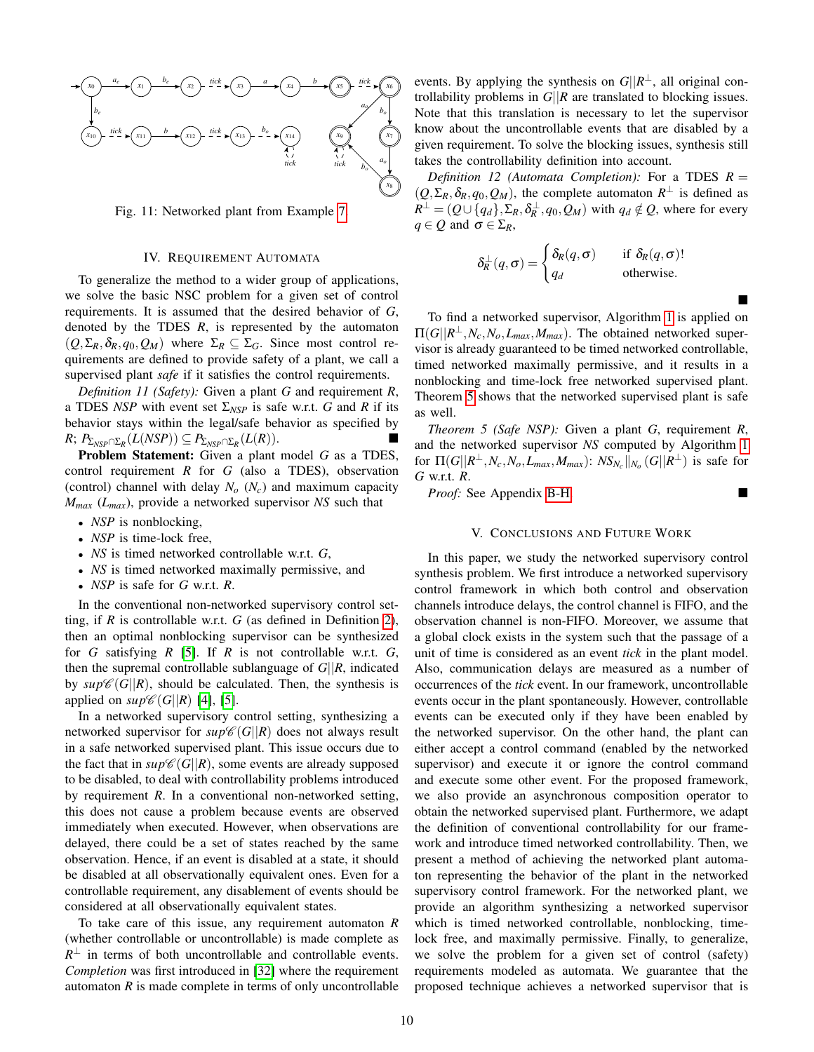Fig. 11: Networked plant from Example 7

## IV. Requirement Automata

To generalize the method to a wider group of applications, we solve the basic NSC problem for a given set of control requirements. It is assumed that the desired behavior of $G$, denoted by the TDES $R$, is represented by the automaton $(Q, \Sigma_R, \delta_R, q_0, Q_M)$ where $\Sigma_R \subseteq \Sigma_G$. Since most control requirements are defined to provide safety of a plant, we call a supervised plant *safe* if it satisfies the control requirements.

*Definition 11 (Safety):* Given a plant $G$ and requirement $R$, a TDES $NSP$ with event set $\Sigma_{NSP}$ is safe w.r.t. $G$ and $R$ if its behavior stays within the legal/safe behavior as specified by $R$; $P_{\Sigma_{NSP}\cap\Sigma_R}(L(NSP)) \subseteq P_{\Sigma_{NSP}\cap\Sigma_R}(L(R))$. ■

**Problem Statement:** Given a plant model $G$ as a TDES, control requirement $R$ for $G$ (also a TDES), observation (control) channel with delay $N_o$ ($N_c$) and maximum capacity $M_{max}$ ($L_{max}$), provide a networked supervisor $NS$ such that

- $NSP$ is nonblocking,
- $NSP$ is time-lock free,
- $NS$ is timed networked controllable w.r.t. $G$,
- $NS$ is timed networked maximally permissive, and
- $NSP$ is safe for $G$ w.r.t. $R$.

In the conventional non-networked supervisory control setting, if $R$ is controllable w.r.t. $G$ (as defined in Definition 2), then an optimal nonblocking supervisor can be synthesized for $G$ satisfying $R$ [5]. If $R$ is not controllable w.r.t. $G$, then the supremal controllable sublanguage of $G||R$, indicated by $sup\mathscr{C}(G||R)$, should be calculated. Then, the synthesis is applied on $sup\mathscr{C}(G||R)$ [4], [5].

In a networked supervisory control setting, synthesizing a networked supervisor for $sup\mathscr{C}(G||R)$ does not always result in a safe networked supervised plant. This issue occurs due to the fact that in $sup\mathscr{C}(G||R)$, some events are already supposed to be disabled, to deal with controllability problems introduced by requirement $R$. In a conventional non-networked setting, this does not cause a problem because events are observed immediately when executed. However, when observations are delayed, there could be a set of states reached by the same observation. Hence, if an event is disabled at a state, it should be disabled at all observationally equivalent ones. Even for a controllable requirement, any disablement of events should be considered at all observationally equivalent states.

To take care of this issue, any requirement automaton $R$ (whether controllable or uncontrollable) is made complete as $R^\perp$ in terms of both uncontrollable and controllable events. *Completion* was first introduced in [32] where the requirement automaton $R$ is made complete in terms of only uncontrollable events. By applying the synthesis on $G||R^\perp$, all original controllability problems in $G||R$ are translated to blocking issues. Note that this translation is necessary to let the supervisor know about the uncontrollable events that are disabled by a given requirement. To solve the blocking issues, synthesis still takes the controllability definition into account.

*Definition 12 (Automata Completion):* For a TDES $R = (Q, \Sigma_R, \delta_R, q_0, Q_M)$, the complete automaton $R^\perp$ is defined as $R^\perp = (Q \cup \{q_d\}, \Sigma_R, \delta_R^\perp, q_0, Q_M)$ with $q_d \notin Q$, where for every $q \in Q$ and $\sigma \in \Sigma_R$,

$$\delta_R^\perp(q,\sigma) = \begin{cases} \delta_R(q,\sigma) & \text{if } \delta_R(q,\sigma)! \\ q_d & \text{otherwise.} \end{cases}$$

■

To find a networked supervisor, Algorithm 1 is applied on $\Pi(G||R^\perp, N_c, N_o, L_{max}, M_{max})$. The obtained networked supervisor is already guaranteed to be timed networked controllable, timed networked maximally permissive, and it results in a nonblocking and time-lock free networked supervised plant. Theorem 5 shows that the networked supervised plant is safe as well.

*Theorem 5 (Safe NSP):* Given a plant $G$, requirement $R$, and the networked supervisor $NS$ computed by Algorithm 1 for $\Pi(G||R^\perp, N_c, N_o, L_{max}, M_{max})$: $NS_{N_c}||_{N_o}(G||R^\perp)$ is safe for $G$ w.r.t. $R$.

*Proof:* See Appendix B-H. ■

## V. Conclusions and Future Work

In this paper, we study the networked supervisory control synthesis problem. We first introduce a networked supervisory control framework in which both control and observation channels introduce delays, the control channel is FIFO, and the observation channel is non-FIFO. Moreover, we assume that a global clock exists in the system such that the passage of a unit of time is considered as an event *tick* in the plant model. Also, communication delays are measured as a number of occurrences of the *tick* event. In our framework, uncontrollable events occur in the plant spontaneously. However, controllable events can be executed only if they have been enabled by the networked supervisor. On the other hand, the plant can either accept a control command (enabled by the networked supervisor) and execute it or ignore the control command and execute some other event. For the proposed framework, we also provide an asynchronous composition operator to obtain the networked supervised plant. Furthermore, we adapt the definition of conventional controllability for our framework and introduce timed networked controllability. Then, we present a method of achieving the networked plant automaton representing the behavior of the plant in the networked supervisory control framework. For the networked plant, we provide an algorithm synthesizing a networked supervisor which is timed networked controllable, nonblocking, time-lock free, and maximally permissive. Finally, to generalize, we solve the problem for a given set of control (safety) requirements modeled as automata. We guarantee that the proposed technique achieves a networked supervisor that is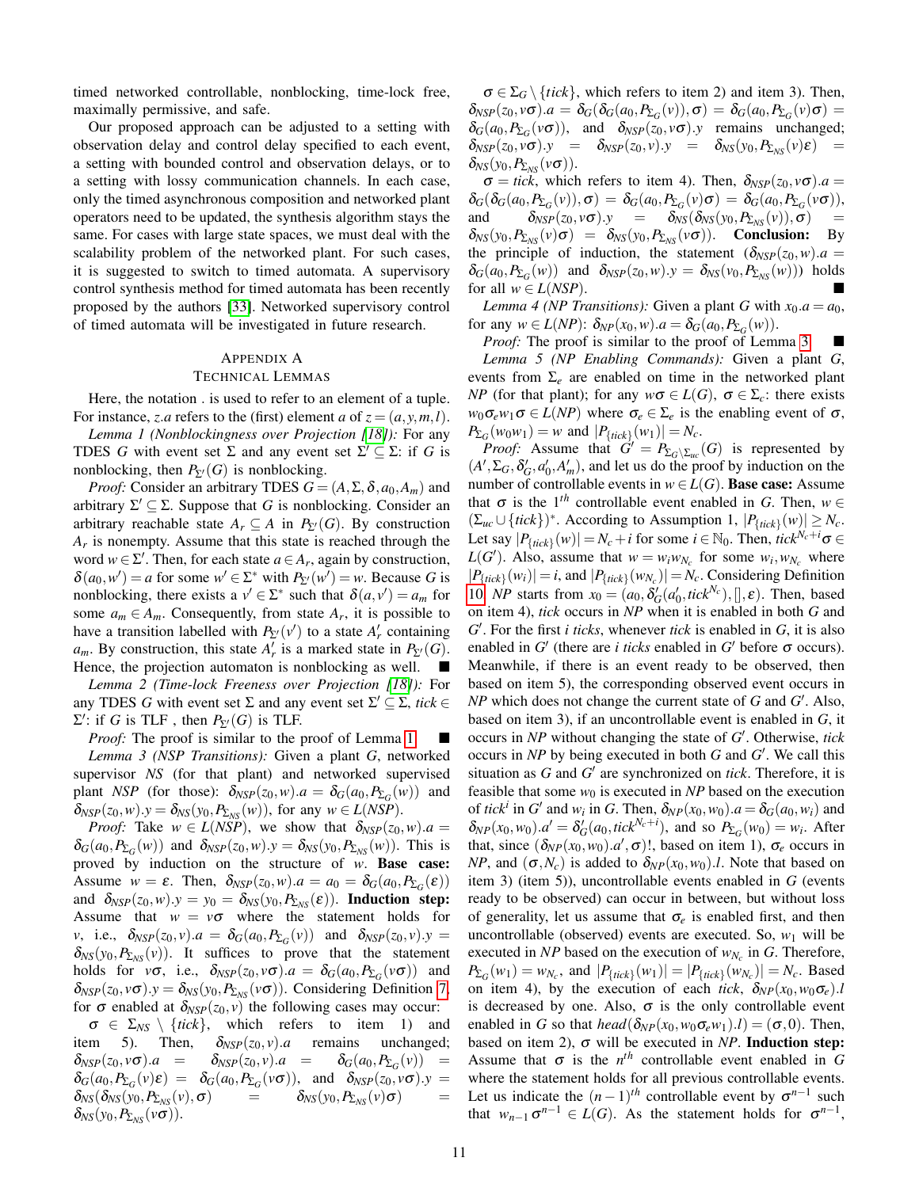timed networked controllable, nonblocking, time-lock free, maximally permissive, and safe.

Our proposed approach can be adjusted to a setting with observation delay and control delay specified to each event, a setting with bounded control and observation delays, or to a setting with lossy communication channels. In each case, only the timed asynchronous composition and networked plant operators need to be updated, the synthesis algorithm stays the same. For cases with large state spaces, we must deal with the scalability problem of the networked plant. For such cases, it is suggested to switch to timed automata. A supervisory control synthesis method for timed automata has been recently proposed by the authors [33]. Networked supervisory control of timed automata will be investigated in future research.

## Appendix A
## Technical Lemmas

Here, the notation . is used to refer to an element of a tuple. For instance, $z.a$ refers to the (first) element $a$ of $z = (a, y, m, l)$.

*Lemma 1 (Nonblockingness over Projection [18]):* For any TDES $G$ with event set $\Sigma$ and any event set $\Sigma' \subseteq \Sigma$: if $G$ is nonblocking, then $P_{\Sigma'}(G)$ is nonblocking.

*Proof:* Consider an arbitrary TDES $G = (A, \Sigma, \delta, a_0, A_m)$ and arbitrary $\Sigma' \subseteq \Sigma$. Suppose that $G$ is nonblocking. Consider an arbitrary reachable state $A_r \subseteq A$ in $P_{\Sigma'}(G)$. By construction $A_r$ is nonempty. Assume that this state is reached through the word $w \in \Sigma'$. Then, for each state $a \in A_r$, again by construction, $\delta(a_0, w') = a$ for some $w' \in \Sigma^*$ with $P_{\Sigma'}(w') = w$. Because $G$ is nonblocking, there exists a $v' \in \Sigma^*$ such that $\delta(a, v') = a_m$ for some $a_m \in A_m$. Consequently, from state $A_r$, it is possible to have a transition labelled with $P_{\Sigma'}(v')$ to a state $A'_r$ containing $a_m$. By construction, this state $A'_r$ is a marked state in $P_{\Sigma'}(G)$. Hence, the projection automaton is nonblocking as well. ■

*Lemma 2 (Time-lock Freeness over Projection [18]):* For any TDES $G$ with event set $\Sigma$ and any event set $\Sigma' \subseteq \Sigma$, $tick \in \Sigma'$: if $G$ is TLF , then $P_{\Sigma'}(G)$ is TLF.

*Proof:* The proof is similar to the proof of Lemma 1. ■

*Lemma 3 (NSP Transitions):* Given a plant $G$, networked supervisor $NS$ (for that plant) and networked supervised plant $NSP$ (for those): $\delta_{NSP}(z_0, w).a = \delta_G(a_0, P_{\Sigma_G}(w))$ and $\delta_{NSP}(z_0, w).y = \delta_{NS}(y_0, P_{\Sigma_{NS}}(w))$, for any $w \in L(NSP)$.

*Proof:* Take $w \in L(NSP)$, we show that $\delta_{NSP}(z_0, w).a = \delta_G(a_0, P_{\Sigma_G}(w))$ and $\delta_{NSP}(z_0, w).y = \delta_{NS}(y_0, P_{\Sigma_{NS}}(w))$. This is proved by induction on the structure of $w$. **Base case:** Assume $w = \varepsilon$. Then, $\delta_{NSP}(z_0, w).a = a_0 = \delta_G(a_0, P_{\Sigma_G}(\varepsilon))$ and $\delta_{NSP}(z_0, w).y = y_0 = \delta_{NS}(y_0, P_{\Sigma_{NS}}(\varepsilon))$. **Induction step:** Assume that $w = v\sigma$ where the statement holds for $v$, i.e., $\delta_{NSP}(z_0, v).a = \delta_G(a_0, P_{\Sigma_G}(v))$ and $\delta_{NSP}(z_0, v).y = \delta_{NS}(y_0, P_{\Sigma_{NS}}(v))$. It suffices to prove that the statement holds for $v\sigma$, i.e., $\delta_{NSP}(z_0, v\sigma).a = \delta_G(a_0, P_{\Sigma_G}(v\sigma))$ and $\delta_{NSP}(z_0, v\sigma).y = \delta_{NS}(y_0, P_{\Sigma_{NS}}(v\sigma))$. Considering Definition 7, for $\sigma$ enabled at $\delta_{NSP}(z_0, v)$ the following cases may occur:

$\sigma \in \Sigma_{NS} \setminus \{tick\}$, which refers to item 1) and item 5). Then, $\delta_{NSP}(z_0, v).a$ remains unchanged; $\delta_{NSP}(z_0, v\sigma).a = \delta_{NSP}(z_0, v).a = \delta_G(a_0, P_{\Sigma_G}(v)) = \delta_G(a_0, P_{\Sigma_G}(v)\varepsilon) = \delta_G(a_0, P_{\Sigma_G}(v\sigma))$, and $\delta_{NSP}(z_0, v\sigma).y = \delta_{NS}(\delta_{NS}(y_0, P_{\Sigma_{NS}}(v), \sigma) = \delta_{NS}(y_0, P_{\Sigma_{NS}}(v)\sigma) = \delta_{NS}(y_0, P_{\Sigma_{NS}}(v\sigma))$.

$\sigma \in \Sigma_G \setminus \{tick\}$, which refers to item 2) and item 3). Then, $\delta_{NSP}(z_0, v\sigma).a = \delta_G(\delta_G(a_0, P_{\Sigma_G}(v)), \sigma) = \delta_G(a_0, P_{\Sigma_G}(v)\sigma) = \delta_G(a_0, P_{\Sigma_G}(v\sigma))$, and $\delta_{NSP}(z_0, v\sigma).y$ remains unchanged; $\delta_{NSP}(z_0, v\sigma).y = \delta_{NSP}(z_0, v).y = \delta_{NS}(y_0, P_{\Sigma_{NS}}(v)\varepsilon) = \delta_{NS}(y_0, P_{\Sigma_{NS}}(v\sigma))$.

$\sigma = tick$, which refers to item 4). Then, $\delta_{NSP}(z_0, v\sigma).a = \delta_G(\delta_G(a_0, P_{\Sigma_G}(v)), \sigma) = \delta_G(a_0, P_{\Sigma_G}(v)\sigma) = \delta_G(a_0, P_{\Sigma_G}(v\sigma))$, and $\delta_{NSP}(z_0, v\sigma).y = \delta_{NS}(\delta_{NS}(y_0, P_{\Sigma_{NS}}(v)), \sigma) = \delta_{NS}(y_0, P_{\Sigma_{NS}}(v)\sigma) = \delta_{NS}(y_0, P_{\Sigma_{NS}}(v\sigma))$. **Conclusion:** By the principle of induction, the statement $(\delta_{NSP}(z_0, w).a = \delta_G(a_0, P_{\Sigma_G}(w))$ and $\delta_{NSP}(z_0, w).y = \delta_{NS}(v_0, P_{\Sigma_{NS}}(w)))$ holds for all $w \in L(NSP)$. ■

*Lemma 4 (NP Transitions):* Given a plant $G$ with $x_0.a = a_0$, for any $w \in L(NP)$: $\delta_{NP}(x_0, w).a = \delta_G(a_0, P_{\Sigma_G}(w))$.

*Proof:* The proof is similar to the proof of Lemma 3. ■

*Lemma 5 (NP Enabling Commands):* Given a plant $G$, events from $\Sigma_e$ are enabled on time in the networked plant $NP$ (for that plant); for any $w\sigma \in L(G)$, $\sigma \in \Sigma_c$: there exists $w_0\sigma_e w_1\sigma \in L(NP)$ where $\sigma_e \in \Sigma_e$ is the enabling event of $\sigma$, $P_{\Sigma_G}(w_0w_1) = w$ and $|P_{\{tick\}}(w_1)| = N_c$.

*Proof:* Assume that $G' = P_{\Sigma_G \setminus \Sigma_{uc}}(G)$ is represented by $(A', \Sigma_G, \delta'_G, a'_0, A'_m)$, and let us do the proof by induction on the number of controllable events in $w \in L(G)$. **Base case:** Assume that $\sigma$ is the $1^{th}$ controllable event enabled in $G$. Then, $w \in (\Sigma_{uc} \cup \{tick\})^*$. According to Assumption 1, $|P_{\{tick\}}(w)| \geq N_c$. Let say $|P_{\{tick\}}(w)| = N_c + i$ for some $i \in \mathbb{N}_0$. Then, $tick^{N_c+i}\sigma \in L(G')$. Also, assume that $w = w_i w_{N_c}$ for some $w_i, w_{N_c}$ where $|P_{\{tick\}}(w_i)| = i$, and $|P_{\{tick\}}(w_{N_c})| = N_c$. Considering Definition 10, $NP$ starts from $x_0 = (a_0, \delta'_G(a'_0, tick^{N_c}), [], \varepsilon)$. Then, based on item 4), $tick$ occurs in $NP$ when it is enabled in both $G$ and $G'$. For the first $i$ $ticks$, whenever $tick$ is enabled in $G$, it is also enabled in $G'$ (there are $i$ $ticks$ enabled in $G'$ before $\sigma$ occurs). Meanwhile, if there is an event ready to be observed, then based on item 5), the corresponding observed event occurs in $NP$ which does not change the current state of $G$ and $G'$. Also, based on item 3), if an uncontrollable event is enabled in $G$, it occurs in $NP$ without changing the state of $G'$. Otherwise, $tick$ occurs in $NP$ by being executed in both $G$ and $G'$. We call this situation as $G$ and $G'$ are synchronized on $tick$. Therefore, it is feasible that some $w_0$ is executed in $NP$ based on the execution of $tick^i$ in $G'$ and $w_i$ in $G$. Then, $\delta_{NP}(x_0, w_0).a = \delta_G(a_0, w_i)$ and $\delta_{NP}(x_0, w_0).a' = \delta'_G(a_0, tick^{N_c+i})$, and so $P_{\Sigma_G}(w_0) = w_i$. After that, since $(\delta_{NP}(x_0, w_0).a', \sigma)!$, based on item 1), $\sigma_e$ occurs in $NP$, and $(\sigma, N_c)$ is added to $\delta_{NP}(x_0, w_0).l$. Note that based on item 3) (item 5)), uncontrollable events enabled in $G$ (events ready to be observed) can occur in between, but without loss of generality, let us assume that $\sigma_e$ is enabled first, and then uncontrollable (observed) events are executed. So, $w_1$ will be executed in $NP$ based on the execution of $w_{N_c}$ in $G$. Therefore, $P_{\Sigma_G}(w_1) = w_{N_c}$, and $|P_{\{tick\}}(w_1)| = |P_{\{tick\}}(w_{N_c})| = N_c$. Based on item 4), by the execution of each $tick$, $\delta_{NP}(x_0, w_0\sigma_e).l$ is decreased by one. Also, $\sigma$ is the only controllable event enabled in $G$ so that $head(\delta_{NP}(x_0, w_0\sigma_e w_1).l) = (\sigma, 0)$. Then, based on item 2), $\sigma$ will be executed in $NP$. **Induction step:** Assume that $\sigma$ is the $n^{th}$ controllable event enabled in $G$ where the statement holds for all previous controllable events. Let us indicate the $(n-1)^{th}$ controllable event by $\sigma^{n-1}$ such that $w_{n-1}\sigma^{n-1} \in L(G)$. As the statement holds for $\sigma^{n-1}$,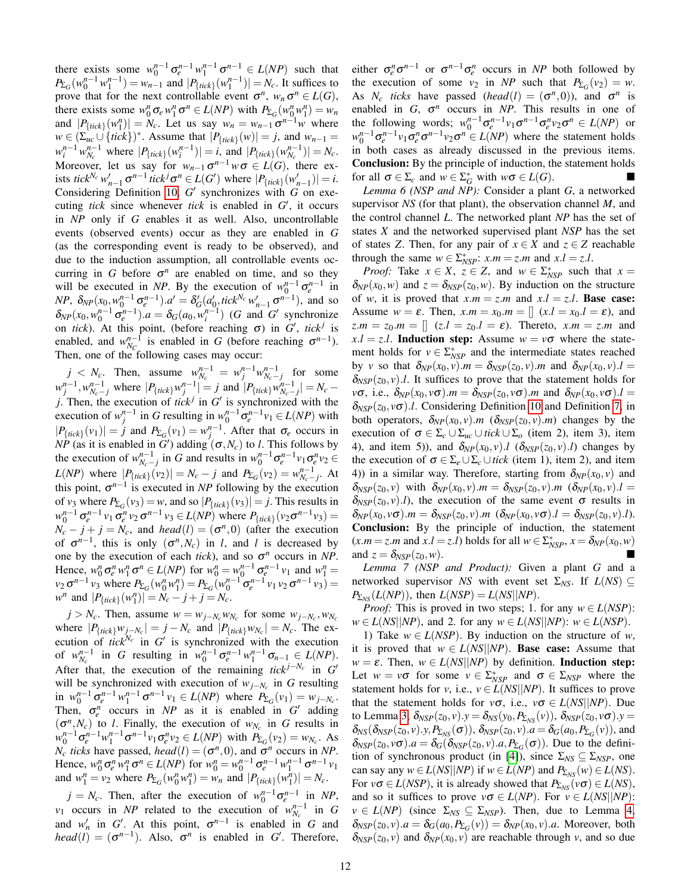there exists some $w_0^{n-1}\sigma_e^{n-1}w_1^{n-1}\sigma^{n-1} \in L(NP)$ such that $P_{\Sigma_G}(w_0^{n-1}w_1^{n-1}) = w_{n-1}$ and $|P_{\{tick\}}(w_1^{n-1})| = N_c$. It suffices to prove that for the next controllable event $\sigma^n$, $w_n\sigma^n \in L(G)$, there exists some $w_0^n\sigma_e w_1^n \sigma^n \in L(NP)$ with $P_{\Sigma_G}(w_0^n w_1^n) = w_n$ and $|P_{\{tick\}}(w_1^n)| = N_c$. Let us say $w_n = w_{n-1}\sigma^{n-1}w$ where $w \in (\Sigma_{uc} \cup \{tick\})^*$. Assume that $|P_{\{tick\}}(w)| = j$, and $w_{n-1} = w_i^{n-1}w_{N_c}^{n-1}$ where $|P_{\{tick\}}(w_i^{n-1})| = i$, and $|P_{\{tick\}}(w_{N_c}^{n-1})| = N_c$. Moreover, let us say for $w_{n-1}\sigma^{n-1}w\sigma \in L(G)$, there exists $tick^{N_c}w'_{n-1}\sigma^{n-1}tick^j\sigma^n \in L(G')$ where $|P_{\{tick\}}(w'_{n-1})| = i$. Considering Definition 10, $G'$ synchronizes with $G$ on executing *tick* since whenever *tick* is enabled in $G'$, it occurs in *NP* only if $G$ enables it as well. Also, uncontrollable events (observed events) occur as they are enabled in $G$ (as the corresponding event is ready to be observed), and due to the induction assumption, all controllable events occurring in $G$ before $\sigma^n$ are enabled on time, and so they will be executed in *NP*. By the execution of $w_0^{n-1}\sigma_e^{n-1}$ in *NP*, $\delta_{NP}(x_0, w_0^{n-1}\sigma_e^{n-1}).a' = \delta'_G(a'_0, tick^{N_c}w'_{n-1}\sigma^{n-1})$, and so $\delta_{NP}(x_0, w_0^{n-1}\sigma_e^{n-1}).a = \delta_G(a_0, w_i^{n-1})$ ($G$ and $G'$ synchronize on *tick*). At this point, (before reaching $\sigma$) in $G'$, $tick^j$ is enabled, and $w_{N_c}^{n-1}$ is enabled in $G$ (before reaching $\sigma^{n-1}$). Then, one of the following cases may occur:

$j < N_c$. Then, assume $w_{N_c}^{n-1} = w_j^{n-1}w_{N_c-j}^{n-1}$ for some $w_j^{n-1}, w_{N_c-j}^{n-1}$ where $|P_{\{tick\}}w_j^{n-1}| = j$ and $|P_{\{tick\}}w_{N_c-j}^{n-1}| = N_c - j$. Then, the execution of $tick^j$ in $G'$ is synchronized with the execution of $w_j^{n-1}$ in $G$ resulting in $w_0^{n-1}\sigma_e^{n-1}v_1 \in L(NP)$ with $|P_{\{tick\}}(v_1)| = j$ and $P_{\Sigma_G}(v_1) = w_j^{n-1}$. After that $\sigma_e$ occurs in *NP* (as it is enabled in $G'$) adding $(\sigma, N_c)$ to $l$. This follows by the execution of $w_{N_c-j}^{n-1}$ in $G$ and results in $w_0^{n-1}\sigma_e^{n-1}v_1\sigma_e^n v_2 \in L(NP)$ where $|P_{\{tick\}}(v_2)| = N_c - j$ and $P_{\Sigma_G}(v_2) = w_{N_c-j}^{n-1}$. At this point, $\sigma^{n-1}$ is executed in *NP* following by the execution of $v_3$ where $P_{\Sigma_G}(v_3) = w$, and so $|P_{\{tick\}}(v_3)| = j$. This results in $w_0^{n-1}\sigma_e^{n-1}v_1\sigma_e^n v_2\sigma^{n-1}v_3 \in L(NP)$ where $P_{\{tick\}}(v_2\sigma^{n-1}v_3) = N_c - j + j = N_c$, and $head(l) = (\sigma^n, 0)$ (after the execution of $\sigma^{n-1}$, this is only $(\sigma^n, N_c)$ in $l$, and $l$ is decreased by one by the execution of each *tick*), and so $\sigma^n$ occurs in *NP*. Hence, $w_0^n\sigma_e^n w_1^n\sigma^n \in L(NP)$ for $w_0^n = w_0^{n-1}\sigma_e^{n-1}v_1$ and $w_1^n = v_2\sigma^{n-1}v_3$ where $P_{\Sigma_G}(w_0^n w_1^n) = P_{\Sigma_G}(w_0^{n-1}\sigma_e^{n-1}v_1v_2\sigma^{n-1}v_3) = w^n$ and $|P_{\{tick\}}(w_1^n)| = N_c - j + j = N_c$.

$j > N_c$. Then, assume $w = w_{j-N_c}w_{N_c}$ for some $w_{j-N_c}, w_{N_c}$ where $|P_{\{tick\}}w_{j-N_c}| = j - N_c$ and $|P_{\{tick\}}w_{N_c}| = N_c$. The execution of $tick^{N_c}$ in $G'$ is synchronized with the execution of $w_{N_c}^{n-1}$ in $G$ resulting in $w_0^{n-1}\sigma_e^{n-1}w_1^{n-1}\sigma_{n-1} \in L(NP)$. After that, the execution of the remaining $tick^{j-N_c}$ in $G'$ will be synchronized with execution of $w_{j-N_c}$ in $G$ resulting in $w_0^{n-1}\sigma_e^{n-1}w_1^{n-1}\sigma^{n-1}v_1 \in L(NP)$ where $P_{\Sigma_G}(v_1) = w_{j-N_c}$. Then, $\sigma_e^n$ occurs in *NP* as it is enabled in $G'$ adding $(\sigma^n, N_c)$ to $l$. Finally, the execution of $w_{N_c}$ in $G$ results in $w_0^{n-1}\sigma_e^{n-1}w_1^{n-1}\sigma^{n-1}v_1\sigma_e^n v_2 \in L(NP)$ with $P_{\Sigma_G}(v_2) = w_{N_c}$. As $N_c$ *ticks* have passed, $head(l) = (\sigma^n, 0)$, and $\sigma^n$ occurs in *NP*. Hence, $w_0^n\sigma_e^n w_1^n\sigma^n \in L(NP)$ for $w_0^n = w_0^{n-1}\sigma_e^{n-1}w_1^{n-1}\sigma^{n-1}v_1$ and $w_1^n = v_2$ where $P_{\Sigma_G}(w_0^n w_1^n) = w_n$ and $|P_{\{tick\}}(w_1^n)| = N_c$.

$j = N_c$. Then, after the execution of $w_0^{n-1}\sigma_e^{n-1}$ in *NP*, $v_1$ occurs in *NP* related to the execution of $w_{N_c}^{n-1}$ in $G$ and $w'_n$ in $G'$. At this point, $\sigma^{n-1}$ is enabled in $G$ and $head(l) = (\sigma^{n-1})$. Also, $\sigma^n$ is enabled in $G'$. Therefore, either $\sigma_e^n\sigma^{n-1}$ or $\sigma^{n-1}\sigma_e^n$ occurs in *NP* both followed by the execution of some $v_2$ in *NP* such that $P_{\Sigma_G}(v_2) = w$. As $N_c$ *ticks* have passed ($head(l) = (\sigma^n, 0)$), and $\sigma^n$ is enabled in $G$, $\sigma^n$ occurs in *NP*. This results in one of the following words: $w_0^{n-1}\sigma_e^{n-1}v_1\sigma^{n-1}\sigma_e^n v_2\sigma^n \in L(NP)$ or $w_0^{n-1}\sigma_e^{n-1}v_1\sigma_e^n\sigma^{n-1}v_2\sigma^n \in L(NP)$ where the statement holds in both cases as already discussed in the previous items.

**Conclusion:** By the principle of induction, the statement holds for all $\sigma \in \Sigma_c$ and $w \in \Sigma_G^*$ with $w\sigma \in L(G)$. ■

*Lemma 6 (NSP and NP):* Consider a plant $G$, a networked supervisor *NS* (for that plant), the observation channel $M$, and the control channel $L$. The networked plant *NP* has the set of states $X$ and the networked supervised plant *NSP* has the set of states $Z$. Then, for any pair of $x \in X$ and $z \in Z$ reachable through the same $w \in \Sigma_{NSP}^*$: $x.m = z.m$ and $x.l = z.l$.

*Proof:* Take $x \in X$, $z \in Z$, and $w \in \Sigma_{NSP}^*$ such that $x = \delta_{NP}(x_0, w)$ and $z = \delta_{NSP}(z_0, w)$. By induction on the structure of $w$, it is proved that $x.m = z.m$ and $x.l = z.l$. **Base case:** Assume $w = \varepsilon$. Then, $x.m = x_0.m = []$ ($x.l = x_0.l = \varepsilon$), and $z.m = z_0.m = []$ ($z.l = z_0.l = \varepsilon$). Thereto, $x.m = z.m$ and $x.l = z.l$. **Induction step:** Assume $w = v\sigma$ where the statement holds for $v \in \Sigma_{NSP}^*$ and the intermediate states reached by $v$ so that $\delta_{NP}(x_0, v).m = \delta_{NSP}(z_0, v).m$ and $\delta_{NP}(x_0, v).l = \delta_{NSP}(z_0, v).l$. It suffices to prove that the statement holds for $v\sigma$, i.e., $\delta_{NP}(x_0, v\sigma).m = \delta_{NSP}(z_0, v\sigma).m$ and $\delta_{NP}(x_0, v\sigma).l = \delta_{NSP}(z_0, v\sigma).l$. Considering Definition 10 and Definition 7, in both operators, $\delta_{NP}(x_0, v).m$ ($\delta_{NSP}(z_0, v).m$) changes by the execution of $\sigma \in \Sigma_c \cup \Sigma_{uc} \cup tick \cup \Sigma_o$ (item 2), item 3), item 4), and item 5)), and $\delta_{NP}(x_0, v).l$ ($\delta_{NSP}(z_0, v).l$) changes by the execution of $\sigma \in \Sigma_e \cup \Sigma_c \cup tick$ (item 1), item 2), and item 4)) in a similar way. Therefore, starting from $\delta_{NP}(x_0, v)$ and $\delta_{NSP}(z_0, v)$ with $\delta_{NP}(x_0, v).m = \delta_{NSP}(z_0, v).m$ ($\delta_{NP}(x_0, v).l = \delta_{NSP}(z_0, v).l$), the execution of the same event $\sigma$ results in $\delta_{NP}(x_0, v\sigma).m = \delta_{NSP}(z_0, v).m$ ($\delta_{NP}(x_0, v\sigma).l = \delta_{NSP}(z_0, v).l$). **Conclusion:** By the principle of induction, the statement ($x.m = z.m$ and $x.l = z.l$) holds for all $w \in \Sigma_{NSP}^*$, $x = \delta_{NP}(x_0, w)$ and $z = \delta_{NSP}(z_0, w)$. ■

*Lemma 7 (NSP and Product):* Given a plant $G$ and a networked supervisor *NS* with event set $\Sigma_{NS}$. If $L(NS) \subseteq P_{\Sigma_{NS}}(L(NP))$, then $L(NSP) = L(NS||NP)$.

*Proof:* This is proved in two steps; 1. for any $w \in L(NSP)$: $w \in L(NS||NP)$, and 2. for any $w \in L(NS||NP)$: $w \in L(NSP)$.

1) Take $w \in L(NSP)$. By induction on the structure of $w$, it is proved that $w \in L(NS||NP)$. **Base case:** Assume that $w = \varepsilon$. Then, $w \in L(NS||NP)$ by definition. **Induction step:** Let $w = v\sigma$ for some $v \in \Sigma_{NSP}^*$ and $\sigma \in \Sigma_{NSP}$ where the statement holds for $v$, i.e., $v \in L(NS||NP)$. It suffices to prove that the statement holds for $v\sigma$, i.e., $v\sigma \in L(NS||NP)$. Due to Lemma 3, $\delta_{NSP}(z_0, v).y = \delta_{NS}(y_0, P_{\Sigma_{NS}}(v))$, $\delta_{NSP}(z_0, v\sigma).y = \delta_{NS}(\delta_{NSP}(z_0, v).y, P_{\Sigma_{NS}}(\sigma))$, $\delta_{NSP}(z_0, v).a = \delta_G(a_0, P_{\Sigma_G}(v))$, and $\delta_{NSP}(z_0, v\sigma).a = \delta_G(\delta_{NSP}(z_0, v).a, P_{\Sigma_G}(\sigma))$. Due to the definition of synchronous product (in [4]), since $\Sigma_{NS} \subseteq \Sigma_{NSP}$, one can say any $w \in L(NS||NP)$ if $w \in L(NP)$ and $P_{\Sigma_{NS}}(w) \in L(NS)$. For $v\sigma \in L(NSP)$, it is already showed that $P_{\Sigma_{NS}}(v\sigma) \in L(NS)$, and so it suffices to prove $v\sigma \in L(NP)$. For $v \in L(NS||NP)$: $v \in L(NP)$ (since $\Sigma_{NS} \subseteq \Sigma_{NSP}$). Then, due to Lemma 4, $\delta_{NSP}(z_0, v).a = \delta_G(a_0, P_{\Sigma_G}(v)) = \delta_{NP}(x_0, v).a$. Moreover, both $\delta_{NSP}(z_0, v)$ and $\delta_{NP}(x_0, v)$ are reachable through $v$, and so due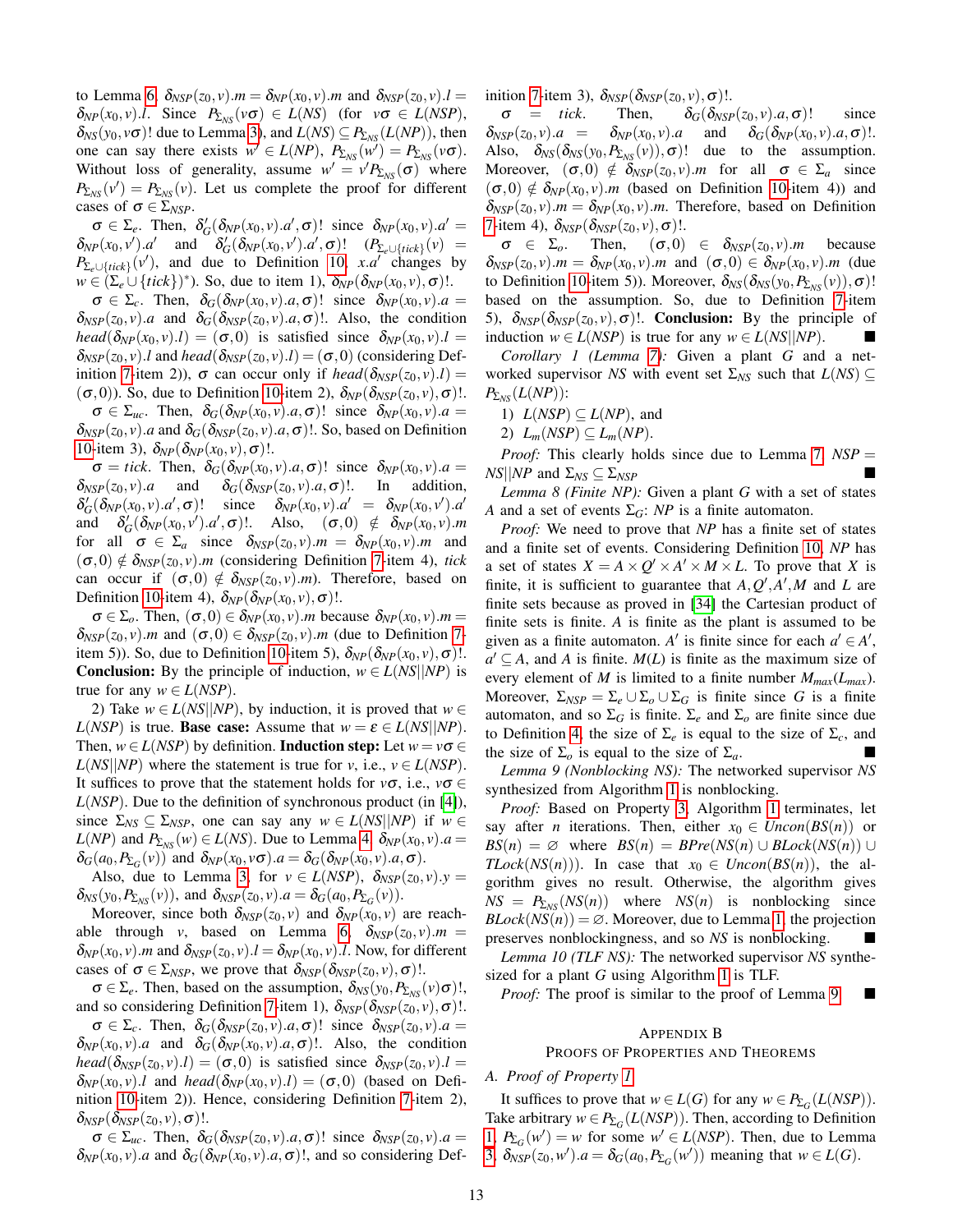to Lemma 6, $\delta_{NSP}(z_0,v).m = \delta_{NP}(x_0,v).m$ and $\delta_{NSP}(z_0,v).l = \delta_{NP}(x_0,v).l$. Since $P_{\Sigma_{NS}}(v\sigma) \in L(NS)$ (for $v\sigma \in L(NSP)$, $\delta_{NS}(y_0,v\sigma)!$ due to Lemma 3), and $L(NS) \subseteq P_{\Sigma_{NS}}(L(NP))$, then one can say there exists $w' \in L(NP)$, $P_{\Sigma_{NS}}(w') = P_{\Sigma_{NS}}(v\sigma)$. Without loss of generality, assume $w' = v'P_{\Sigma_{NS}}(\sigma)$ where $P_{\Sigma_{NS}}(v') = P_{\Sigma_{NS}}(v)$. Let us complete the proof for different cases of $\sigma \in \Sigma_{NSP}$.

$\sigma \in \Sigma_e$. Then, $\delta'_G(\delta_{NP}(x_0,v).a',\sigma)!$ since $\delta_{NP}(x_0,v).a' = \delta_{NP}(x_0,v').a'$ and $\delta'_G(\delta_{NP}(x_0,v').a',\sigma)!$ $(P_{\Sigma_e\cup\{tick\}}(v) = P_{\Sigma_e\cup\{tick\}}(v')$, and due to Definition 10, $x.a'$ changes by $w \in (\Sigma_e \cup \{tick\})^*$). So, due to item 1), $\delta_{NP}(\delta_{NP}(x_0,v),\sigma)!$.

$\sigma \in \Sigma_c$. Then, $\delta_G(\delta_{NP}(x_0,v).a,\sigma)!$ since $\delta_{NP}(x_0,v).a = \delta_{NSP}(z_0,v).a$ and $\delta_G(\delta_{NSP}(z_0,v).a,\sigma)!$. Also, the condition $head(\delta_{NP}(x_0,v).l) = (\sigma,0)$ is satisfied since $\delta_{NP}(x_0,v).l = \delta_{NSP}(z_0,v).l$ and $head(\delta_{NSP}(z_0,v).l) = (\sigma,0)$ (considering Definition 7-item 2)), $\sigma$ can occur only if $head(\delta_{NSP}(z_0,v).l) = (\sigma,0)$). So, due to Definition 10-item 2), $\delta_{NP}(\delta_{NSP}(z_0,v),\sigma)!$.

$\sigma \in \Sigma_{uc}$. Then, $\delta_G(\delta_{NP}(x_0,v).a,\sigma)!$ since $\delta_{NP}(x_0,v).a = \delta_{NSP}(z_0,v).a$ and $\delta_G(\delta_{NSP}(z_0,v).a,\sigma)!$. So, based on Definition 10-item 3), $\delta_{NP}(\delta_{NP}(x_0,v),\sigma)!$.

$\sigma = tick$. Then, $\delta_G(\delta_{NP}(x_0,v).a,\sigma)!$ since $\delta_{NP}(x_0,v).a = \delta_{NSP}(z_0,v).a$ and $\delta_G(\delta_{NSP}(z_0,v).a,\sigma)!$. In addition, $\delta'_G(\delta_{NP}(x_0,v).a',\sigma)!$ since $\delta_{NP}(x_0,v).a' = \delta_{NP}(x_0,v').a'$ and $\delta'_G(\delta_{NP}(x_0,v').a',\sigma)!$. Also, $(\sigma,0) \notin \delta_{NP}(x_0,v).m$ for all $\sigma \in \Sigma_a$ since $\delta_{NSP}(z_0,v).m = \delta_{NP}(x_0,v).m$ and $(\sigma,0) \notin \delta_{NSP}(z_0,v).m$ (considering Definition 7-item 4), $tick$ can occur if $(\sigma,0) \notin \delta_{NSP}(z_0,v).m$). Therefore, based on Definition 10-item 4), $\delta_{NP}(\delta_{NP}(x_0,v),\sigma)!$.

$\sigma \in \Sigma_o$. Then, $(\sigma,0) \in \delta_{NP}(x_0,v).m$ because $\delta_{NP}(x_0,v).m = \delta_{NSP}(z_0,v).m$ and $(\sigma,0) \in \delta_{NSP}(z_0,v).m$ (due to Definition 7-item 5)). So, due to Definition 10-item 5), $\delta_{NP}(\delta_{NP}(x_0,v),\sigma)!$. **Conclusion:** By the principle of induction, $w \in L(NS||NP)$ is true for any $w \in L(NSP)$.

2) Take $w \in L(NS||NP)$, by induction, it is proved that $w \in L(NSP)$ is true. **Base case:** Assume that $w = \varepsilon \in L(NS||NP)$. Then, $w \in L(NSP)$ by definition. **Induction step:** Let $w = v\sigma \in L(NS||NP)$ where the statement is true for $v$, i.e., $v \in L(NSP)$. It suffices to prove that the statement holds for $v\sigma$, i.e., $v\sigma \in L(NSP)$. Due to the definition of synchronous product (in [4]), since $\Sigma_{NS} \subseteq \Sigma_{NSP}$, one can say any $w \in L(NS||NP)$ if $w \in L(NP)$ and $P_{\Sigma_{NS}}(w) \in L(NS)$. Due to Lemma 4, $\delta_{NP}(x_0,v).a = \delta_G(a_0,P_{\Sigma_G}(v))$ and $\delta_{NP}(x_0,v\sigma).a = \delta_G(\delta_{NP}(x_0,v).a,\sigma)$. Also, due to Lemma 3, for $v \in L(NSP)$, $\delta_{NSP}(z_0,v).y = \delta_{NS}(y_0,P_{\Sigma_{NS}}(v))$, and $\delta_{NSP}(z_0,v).a = \delta_G(a_0,P_{\Sigma_G}(v))$.

Moreover, since both $\delta_{NSP}(z_0,v)$ and $\delta_{NP}(x_0,v)$ are reachable through $v$, based on Lemma 6, $\delta_{NSP}(z_0,v).m = \delta_{NP}(x_0,v).m$ and $\delta_{NSP}(z_0,v).l = \delta_{NP}(x_0,v).l$. Now, for different cases of $\sigma \in \Sigma_{NSP}$, we prove that $\delta_{NSP}(\delta_{NSP}(z_0,v),\sigma)!$.

$\sigma \in \Sigma_e$. Then, based on the assumption, $\delta_{NS}(y_0,P_{\Sigma_{NS}}(v)\sigma)!$, and so considering Definition 7-item 1), $\delta_{NSP}(\delta_{NSP}(z_0,v),\sigma)!$.

$\sigma \in \Sigma_c$. Then, $\delta_G(\delta_{NSP}(z_0,v).a,\sigma)!$ since $\delta_{NSP}(z_0,v).a = \delta_{NP}(x_0,v).a$ and $\delta_G(\delta_{NP}(x_0,v).a,\sigma)!$. Also, the condition $head(\delta_{NSP}(z_0,v).l) = (\sigma,0)$ is satisfied since $\delta_{NSP}(z_0,v).l = \delta_{NP}(x_0,v).l$ and $head(\delta_{NP}(x_0,v).l) = (\sigma,0)$ (based on Definition 10-item 2)). Hence, considering Definition 7-item 2), $\delta_{NSP}(\delta_{NSP}(z_0,v),\sigma)!$.

$\sigma \in \Sigma_{uc}$. Then, $\delta_G(\delta_{NSP}(z_0,v).a,\sigma)!$ since $\delta_{NSP}(z_0,v).a = \delta_{NP}(x_0,v).a$ and $\delta_G(\delta_{NP}(x_0,v).a,\sigma)!$, and so considering Definition 7-item 3), $\delta_{NSP}(\delta_{NSP}(z_0,v),\sigma)!$.

$\sigma = tick$. Then, $\delta_G(\delta_{NSP}(z_0,v).a,\sigma)!$ since $\delta_{NSP}(z_0,v).a = \delta_{NP}(x_0,v).a$ and $\delta_G(\delta_{NP}(x_0,v).a,\sigma)!$. Also, $\delta_{NS}(\delta_{NS}(y_0,P_{\Sigma_{NS}}(v)),\sigma)!$ due to the assumption. Moreover, $(\sigma,0) \notin \delta_{NSP}(z_0,v).m$ for all $\sigma \in \Sigma_a$ since $(\sigma,0) \notin \delta_{NP}(x_0,v).m$ (based on Definition 10-item 4)) and $\delta_{NSP}(z_0,v).m = \delta_{NP}(x_0,v).m$. Therefore, based on Definition 7-item 4), $\delta_{NSP}(\delta_{NSP}(z_0,v),\sigma)!$.

$\sigma \in \Sigma_o$. Then, $(\sigma,0) \in \delta_{NSP}(z_0,v).m$ because $\delta_{NSP}(z_0,v).m = \delta_{NP}(x_0,v).m$ and $(\sigma,0) \in \delta_{NP}(x_0,v).m$ (due to Definition 10-item 5)). Moreover, $\delta_{NS}(\delta_{NS}(y_0,P_{\Sigma_{NS}}(v)),\sigma)!$ based on the assumption. So, due to Definition 7-item 5), $\delta_{NSP}(\delta_{NSP}(z_0,v),\sigma)!$. **Conclusion:** By the principle of induction $w \in L(NSP)$ is true for any $w \in L(NS||NP)$. ∎

*Corollary 1 (Lemma 7):* Given a plant $G$ and a networked supervisor $NS$ with event set $\Sigma_{NS}$ such that $L(NS) \subseteq P_{\Sigma_{NS}}(L(NP))$:

1) $L(NSP) \subseteq L(NP)$, and
2) $L_m(NSP) \subseteq L_m(NP)$.

*Proof:* This clearly holds since due to Lemma 7, $NSP = NS||NP$ and $\Sigma_{NS} \subseteq \Sigma_{NSP}$ ∎

*Lemma 8 (Finite NP):* Given a plant $G$ with a set of states $A$ and a set of events $\Sigma_G$: $NP$ is a finite automaton.

*Proof:* We need to prove that $NP$ has a finite set of states and a finite set of events. Considering Definition 10, $NP$ has a set of states $X = A \times Q' \times A' \times M \times L$. To prove that $X$ is finite, it is sufficient to guarantee that $A, Q', A', M$ and $L$ are finite sets because as proved in [34] the Cartesian product of finite sets is finite. $A$ is finite as the plant is assumed to be given as a finite automaton. $A'$ is finite since for each $a' \in A'$, $a' \subseteq A$, and $A$ is finite. $M(L)$ is finite as the maximum size of every element of $M$ is limited to a finite number $M_{max}(L_{max})$. Moreover, $\Sigma_{NSP} = \Sigma_e \cup \Sigma_o \cup \Sigma_G$ is finite since $G$ is a finite automaton, and so $\Sigma_G$ is finite. $\Sigma_e$ and $\Sigma_o$ are finite since due to Definition 4, the size of $\Sigma_e$ is equal to the size of $\Sigma_c$, and the size of $\Sigma_o$ is equal to the size of $\Sigma_a$. ∎

*Lemma 9 (Nonblocking NS):* The networked supervisor $NS$ synthesized from Algorithm 1 is nonblocking.

*Proof:* Based on Property 3, Algorithm 1 terminates, let say after $n$ iterations. Then, either $x_0 \in Uncon(BS(n))$ or $BS(n) = \varnothing$ where $BS(n) = BPre(NS(n) \cup BLock(NS(n)) \cup TLock(NS(n)))$. In case that $x_0 \in Uncon(BS(n))$, the algorithm gives no result. Otherwise, the algorithm gives $NS = P_{\Sigma_{NS}}(NS(n))$ where $NS(n)$ is nonblocking since $BLock(NS(n)) = \varnothing$. Moreover, due to Lemma 1, the projection preserves nonblockingness, and so $NS$ is nonblocking. ∎

*Lemma 10 (TLF NS):* The networked supervisor $NS$ synthesized for a plant $G$ using Algorithm 1 is TLF.

*Proof:* The proof is similar to the proof of Lemma 9. ∎

## Appendix B
## Proofs of Properties and Theorems

### A. Proof of Property 1

It suffices to prove that $w \in L(G)$ for any $w \in P_{\Sigma_G}(L(NSP))$. Take arbitrary $w \in P_{\Sigma_G}(L(NSP))$. Then, according to Definition 1, $P_{\Sigma_G}(w') = w$ for some $w' \in L(NSP)$. Then, due to Lemma 3, $\delta_{NSP}(z_0,w').a = \delta_G(a_0,P_{\Sigma_G}(w'))$ meaning that $w \in L(G)$.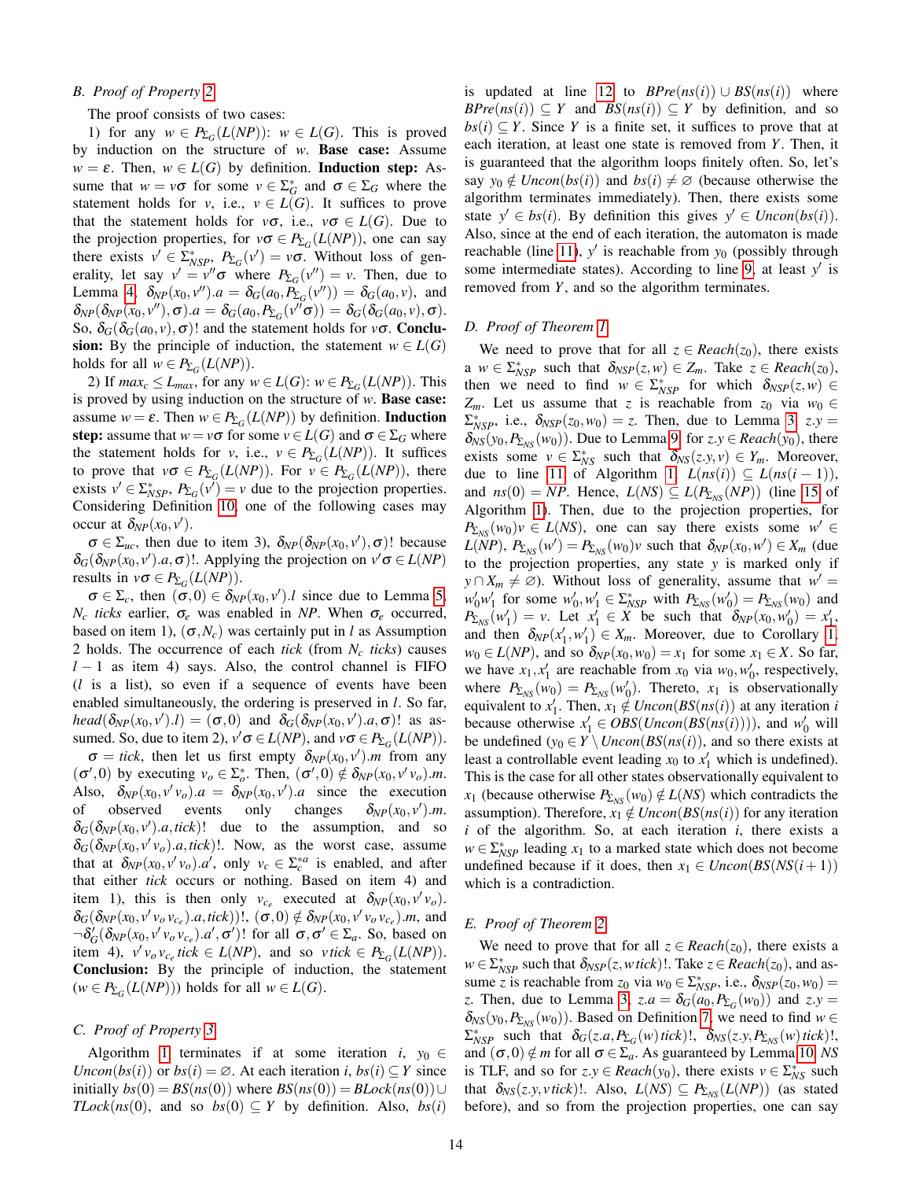## B. Proof of Property 2

The proof consists of two cases:

1) for any $w \in P_{\Sigma_G}(L(NP))$: $w \in L(G)$. This is proved by induction on the structure of $w$. **Base case:** Assume $w = \varepsilon$. Then, $w \in L(G)$ by definition. **Induction step:** Assume that $w = v\sigma$ for some $v \in \Sigma_G^*$ and $\sigma \in \Sigma_G$ where the statement holds for $v$, i.e., $v \in L(G)$. It suffices to prove that the statement holds for $v\sigma$, i.e., $v\sigma \in L(G)$. Due to the projection properties, for $v\sigma \in P_{\Sigma_G}(L(NP))$, one can say there exists $v' \in \Sigma_{NSP}^*$, $P_{\Sigma_G}(v') = v\sigma$. Without loss of generality, let say $v' = v''\sigma$ where $P_{\Sigma_G}(v'') = v$. Then, due to Lemma 4, $\delta_{NP}(x_0, v'').a = \delta_G(a_0, P_{\Sigma_G}(v'')) = \delta_G(a_0, v)$, and $\delta_{NP}(\delta_{NP}(x_0, v''), \sigma).a = \delta_G(a_0, P_{\Sigma_G}(v''\sigma)) = \delta_G(\delta_G(a_0, v), \sigma)$. So, $\delta_G(\delta_G(a_0, v), \sigma)!$ and the statement holds for $v\sigma$. **Conclusion:** By the principle of induction, the statement $w \in L(G)$ holds for all $w \in P_{\Sigma_G}(L(NP))$.

2) If $max_c \leq L_{max}$, for any $w \in L(G)$: $w \in P_{\Sigma_G}(L(NP))$. This is proved by using induction on the structure of $w$. **Base case:** assume $w = \varepsilon$. Then $w \in P_{\Sigma_G}(L(NP))$ by definition. **Induction step:** assume that $w = v\sigma$ for some $v \in L(G)$ and $\sigma \in \Sigma_G$ where the statement holds for $v$, i.e., $v \in P_{\Sigma_G}(L(NP))$. It suffices to prove that $v\sigma \in P_{\Sigma_G}(L(NP))$. For $v \in P_{\Sigma_G}(L(NP))$, there exists $v' \in \Sigma_{NSP}^*$, $P_{\Sigma_G}(v') = v$ due to the projection properties. Considering Definition 10, one of the following cases may occur at $\delta_{NP}(x_0, v')$.

$\sigma \in \Sigma_{uc}$, then due to item 3), $\delta_{NP}(\delta_{NP}(x_0, v'), \sigma)!$ because $\delta_G(\delta_{NP}(x_0, v').a, \sigma)!$. Applying the projection on $v'\sigma \in L(NP)$ results in $v\sigma \in P_{\Sigma_G}(L(NP))$.

$\sigma \in \Sigma_c$, then $(\sigma, 0) \in \delta_{NP}(x_0, v').l$ since due to Lemma 5, $N_c$ *ticks* earlier, $\sigma_e$ was enabled in *NP*. When $\sigma_e$ occurred, based on item 1), $(\sigma, N_c)$ was certainly put in $l$ as Assumption 2 holds. The occurrence of each *tick* (from $N_c$ *ticks*) causes $l - 1$ as item 4) says. Also, the control channel is FIFO ($l$ is a list), so even if a sequence of events have been enabled simultaneously, the ordering is preserved in $l$. So far, $head(\delta_{NP}(x_0, v').l) = (\sigma, 0)$ and $\delta_G(\delta_{NP}(x_0, v').a, \sigma)!$ as assumed. So, due to item 2), $v'\sigma \in L(NP)$, and $v\sigma \in P_{\Sigma_G}(L(NP))$.

$\sigma = tick$, then let us first empty $\delta_{NP}(x_0, v').m$ from any $(\sigma', 0)$ by executing $v_o \in \Sigma_o^*$. Then, $(\sigma', 0) \notin \delta_{NP}(x_0, v'\,v_o).m$. Also, $\delta_{NP}(x_0, v'\,v_o).a = \delta_{NP}(x_0, v').a$ since the execution of observed events only changes $\delta_{NP}(x_0, v').m$. $\delta_G(\delta_{NP}(x_0, v').a, tick)!$ due to the assumption, and so $\delta_G(\delta_{NP}(x_0, v'\,v_o).a, tick)!$. Now, as the worst case, assume that at $\delta_{NP}(x_0, v'\,v_o).a'$, only $v_c \in \Sigma_c^{*a}$ is enabled, and after that either *tick* occurs or nothing. Based on item 4) and item 1), this is then only $v_{c_e}$ executed at $\delta_{NP}(x_0, v'\,v_o)$. $\delta_G(\delta_{NP}(x_0, v'\,v_o\,v_{c_e}).a, tick))!$, $(\sigma, 0) \notin \delta_{NP}(x_0, v'\,v_o\,v_{c_e}).m$, and $\neg\delta_G'(\delta_{NP}(x_0, v'\,v_o\,v_{c_e}).a', \sigma')!$ for all $\sigma, \sigma' \in \Sigma_a$. So, based on item 4), $v'\,v_o\,v_{c_e}\,tick \in L(NP)$, and so $v\,tick \in P_{\Sigma_G}(L(NP))$. **Conclusion:** By the principle of induction, the statement $(w \in P_{\Sigma_G}(L(NP)))$ holds for all $w \in L(G)$.

## C. Proof of Property 3

Algorithm 1 terminates if at some iteration $i$, $y_0 \in Uncon(bs(i))$ or $bs(i) = \varnothing$. At each iteration $i$, $bs(i) \subseteq Y$ since initially $bs(0) = BS(ns(0))$ where $BS(ns(0)) = BLock(ns(0)) \cup TLock(ns(0)$, and so $bs(0) \subseteq Y$ by definition. Also, $bs(i)$ is updated at line 12 to $BPre(ns(i)) \cup BS(ns(i))$ where $BPre(ns(i)) \subseteq Y$ and $BS(ns(i)) \subseteq Y$ by definition, and so $bs(i) \subseteq Y$. Since $Y$ is a finite set, it suffices to prove that at each iteration, at least one state is removed from $Y$. Then, it is guaranteed that the algorithm loops finitely often. So, let's say $y_0 \notin Uncon(bs(i))$ and $bs(i) \neq \varnothing$ (because otherwise the algorithm terminates immediately). Then, there exists some state $y' \in bs(i)$. By definition this gives $y' \in Uncon(bs(i))$. Also, since at the end of each iteration, the automaton is made reachable (line 11), $y'$ is reachable from $y_0$ (possibly through some intermediate states). According to line 9, at least $y'$ is removed from $Y$, and so the algorithm terminates.

## D. Proof of Theorem 1

We need to prove that for all $z \in Reach(z_0)$, there exists a $w \in \Sigma_{NSP}^*$ such that $\delta_{NSP}(z, w) \in Z_m$. Take $z \in Reach(z_0)$, then we need to find $w \in \Sigma_{NSP}^*$ for which $\delta_{NSP}(z, w) \in Z_m$. Let us assume that $z$ is reachable from $z_0$ via $w_0 \in \Sigma_{NSP}^*$, i.e., $\delta_{NSP}(z_0, w_0) = z$. Then, due to Lemma 3, $z.y = \delta_{NS}(y_0, P_{\Sigma_{NS}}(w_0))$. Due to Lemma 9, for $z.y \in Reach(y_0)$, there exists some $v \in \Sigma_{NS}^*$ such that $\delta_{NS}(z.y, v) \in Y_m$. Moreover, due to line 11 of Algorithm 1, $L(ns(i)) \subseteq L(ns(i-1))$, and $ns(0) = NP$. Hence, $L(NS) \subseteq L(P_{\Sigma_{NS}}(NP))$ (line 15 of Algorithm 1). Then, due to the projection properties, for $P_{\Sigma_{NS}}(w_0)v \in L(NS)$, one can say there exists some $w' \in L(NP)$, $P_{\Sigma_{NS}}(w') = P_{\Sigma_{NS}}(w_0)v$ such that $\delta_{NP}(x_0, w') \in X_m$ (due to the projection properties, any state $y$ is marked only if $y \cap X_m \neq \varnothing$). Without loss of generality, assume that $w' = w_0'w_1'$ for some $w_0', w_1' \in \Sigma_{NSP}^*$ with $P_{\Sigma_{NS}}(w_0') = P_{\Sigma_{NS}}(w_0)$ and $P_{\Sigma_{NS}}(w_1') = v$. Let $x_1' \in X$ be such that $\delta_{NP}(x_0, w_0') = x_1'$, and then $\delta_{NP}(x_1', w_1') \in X_m$. Moreover, due to Corollary 1, $w_0 \in L(NP)$, and so $\delta_{NP}(x_0, w_0) = x_1$ for some $x_1 \in X$. So far, we have $x_1, x_1'$ are reachable from $x_0$ via $w_0, w_0'$, respectively, where $P_{\Sigma_{NS}}(w_0) = P_{\Sigma_{NS}}(w_0')$. Thereto, $x_1$ is observationally equivalent to $x_1'$. Then, $x_1 \notin Uncon(BS(ns(i))$ at any iteration $i$ because otherwise $x_1' \in OBS(Uncon(BS(ns(i))))$, and $w_0'$ will be undefined ($y_0 \in Y \setminus Uncon(BS(ns(i))$, and so there exists at least a controllable event leading $x_0$ to $x_1'$ which is undefined). This is the case for all other states observationally equivalent to $x_1$ (because otherwise $P_{\Sigma_{NS}}(w_0) \notin L(NS)$ which contradicts the assumption). Therefore, $x_1 \notin Uncon(BS(ns(i))$ for any iteration $i$ of the algorithm. So, at each iteration $i$, there exists a $w \in \Sigma_{NSP}^*$ leading $x_1$ to a marked state which does not become undefined because if it does, then $x_1 \in Uncon(BS(NS(i+1))$ which is a contradiction.

## E. Proof of Theorem 2

We need to prove that for all $z \in Reach(z_0)$, there exists a $w \in \Sigma_{NSP}^*$ such that $\delta_{NSP}(z, w\,tick)!$. Take $z \in Reach(z_0)$, and assume $z$ is reachable from $z_0$ via $w_0 \in \Sigma_{NSP}^*$, i.e., $\delta_{NSP}(z_0, w_0) = z$. Then, due to Lemma 3, $z.a = \delta_G(a_0, P_{\Sigma_G}(w_0))$ and $z.y = \delta_{NS}(y_0, P_{\Sigma_{NS}}(w_0))$. Based on Definition 7, we need to find $w \in \Sigma_{NSP}^*$ such that $\delta_G(z.a, P_{\Sigma_G}(w)\,tick)!$, $\delta_{NS}(z.y, P_{\Sigma_{NS}}(w)\,tick)!$, and $(\sigma, 0) \notin m$ for all $\sigma \in \Sigma_a$. As guaranteed by Lemma 10, *NS* is TLF, and so for $z.y \in Reach(y_0)$, there exists $v \in \Sigma_{NS}^*$ such that $\delta_{NS}(z.y, v\,tick)!$. Also, $L(NS) \subseteq P_{\Sigma_{NS}}(L(NP))$ (as stated before), and so from the projection properties, one can say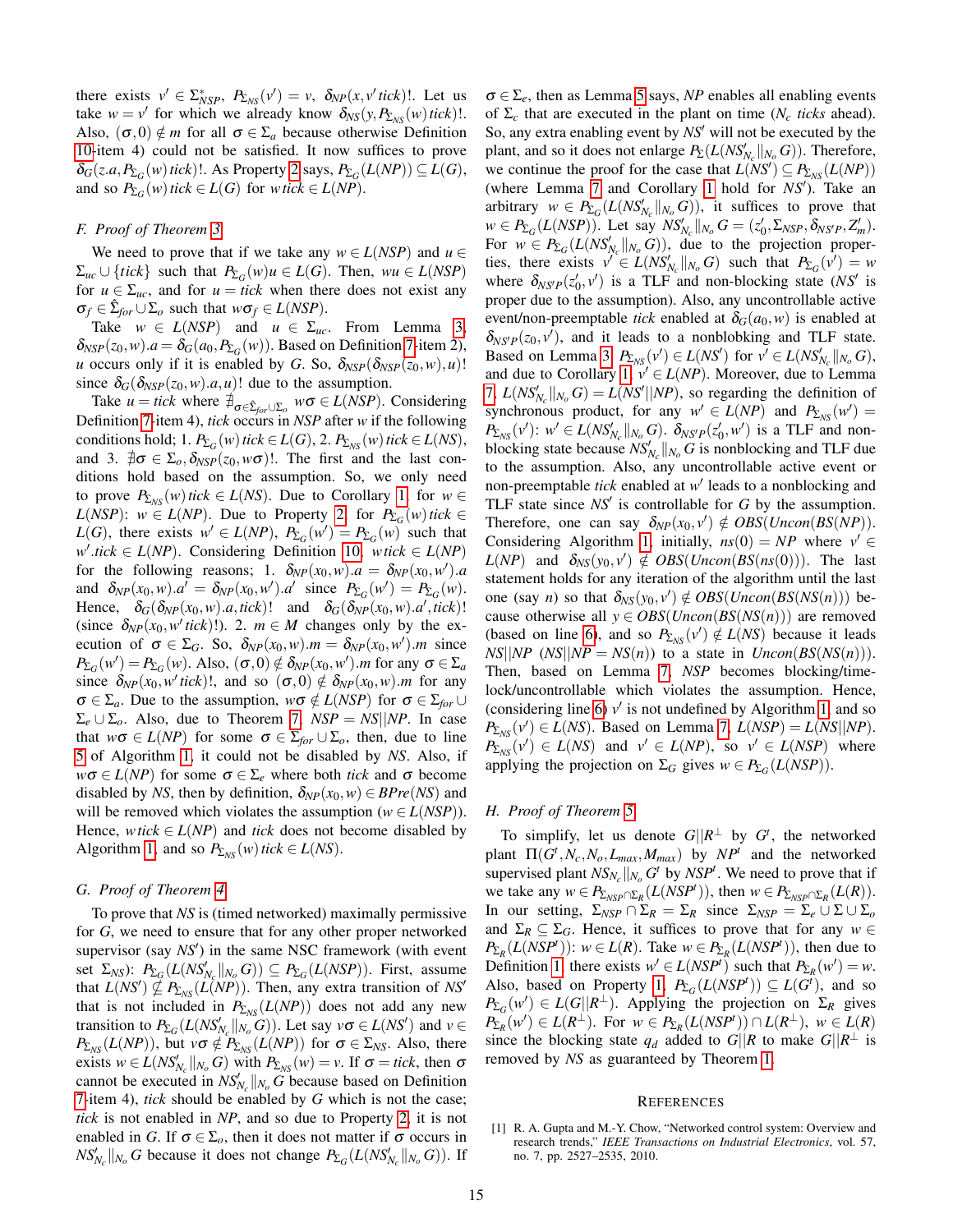there exists $v' \in \Sigma_{NSP}^*$, $P_{\Sigma_{NS}}(v') = v$, $\delta_{NP}(x, v'\,tick)!$. Let us take $w = v'$ for which we already know $\delta_{NS}(y, P_{\Sigma_{NS}}(w)\,tick)!$. Also, $(\sigma, 0) \notin m$ for all $\sigma \in \Sigma_a$ because otherwise Definition 10-item 4) could not be satisfied. It now suffices to prove $\delta_G(z.a, P_{\Sigma_G}(w)\,tick)!$. As Property 2 says, $P_{\Sigma_G}(L(NP)) \subseteq L(G)$, and so $P_{\Sigma_G}(w)\,tick \in L(G)$ for $w\,tick \in L(NP)$.

### F. Proof of Theorem 3

We need to prove that if we take any $w \in L(NSP)$ and $u \in \Sigma_{uc} \cup \{tick\}$ such that $P_{\Sigma_G}(w)u \in L(G)$. Then, $wu \in L(NSP)$ for $u \in \Sigma_{uc}$, and for $u = tick$ when there does not exist any $\sigma_f \in \hat{\Sigma}_{for} \cup \Sigma_o$ such that $w\sigma_f \in L(NSP)$.

Take $w \in L(NSP)$ and $u \in \Sigma_{uc}$. From Lemma 3, $\delta_{NSP}(z_0, w).a = \delta_G(a_0, P_{\Sigma_G}(w))$. Based on Definition 7-item 2), $u$ occurs only if it is enabled by $G$. So, $\delta_{NP}(\delta_{NSP}(z_0, w), u)!$ since $\delta_G(\delta_{NSP}(z_0, w).a, u)!$ due to the assumption.

Take $u = tick$ where $\nexists_{\sigma \in \hat{\Sigma}_{for} \cup \Sigma_o}\ w\sigma \in L(NSP)$. Considering Definition 7-item 4), $tick$ occurs in $NSP$ after $w$ if the following conditions hold; 1. $P_{\Sigma_G}(w)\,tick \in L(G)$, 2. $P_{\Sigma_{NS}}(w)\,tick \in L(NS)$, and 3. $\nexists \sigma \in \Sigma_o, \delta_{NSP}(z_0, w\sigma)!$. The first and the last conditions hold based on the assumption. So, we only need to prove $P_{\Sigma_{NS}}(w)\,tick \in L(NS)$. Due to Corollary 1, for $w \in L(NSP)$: $w \in L(NP)$. Due to Property 2, for $P_{\Sigma_G}(w)\,tick \in L(G)$, there exists $w' \in L(NP)$, $P_{\Sigma_G}(w') = P_{\Sigma_G}(w)$ such that $w'.tick \in L(NP)$. Considering Definition 10, $w\,tick \in L(NP)$ for the following reasons; 1. $\delta_{NP}(x_0, w).a = \delta_{NP}(x_0, w').a$ and $\delta_{NP}(x_0, w).a' = \delta_{NP}(x_0, w').a'$ since $P_{\Sigma_G}(w') = P_{\Sigma_G}(w)$. Hence, $\delta_G(\delta_{NP}(x_0, w).a, tick)!$ and $\delta_G(\delta_{NP}(x_0, w).a', tick)!$ (since $\delta_{NP}(x_0, w'\,tick)!$). 2. $m \in M$ changes only by the execution of $\sigma \in \Sigma_G$. So, $\delta_{NP}(x_0, w).m = \delta_{NP}(x_0, w').m$ since $P_{\Sigma_G}(w') = P_{\Sigma_G}(w)$. Also, $(\sigma, 0) \notin \delta_{NP}(x_0, w').m$ for any $\sigma \in \Sigma_a$ since $\delta_{NP}(x_0, w'\,tick)!$, and so $(\sigma, 0) \notin \delta_{NP}(x_0, w).m$ for any $\sigma \in \Sigma_a$. Due to the assumption, $w\sigma \notin L(NSP)$ for $\sigma \in \Sigma_{for} \cup \Sigma_e \cup \Sigma_o$. Also, due to Theorem 7, $NSP = NS||NP$. In case that $w\sigma \in L(NP)$ for some $\sigma \in \Sigma_{for} \cup \Sigma_o$, then, due to line 5 of Algorithm 1, it could not be disabled by $NS$. Also, if $w\sigma \in L(NP)$ for some $\sigma \in \Sigma_e$ where both $tick$ and $\sigma$ become disabled by $NS$, then by definition, $\delta_{NP}(x_0, w) \in BPre(NS)$ and will be removed which violates the assumption ($w \in L(NSP)$). Hence, $w\,tick \in L(NP)$ and $tick$ does not become disabled by Algorithm 1, and so $P_{\Sigma_{NS}}(w)\,tick \in L(NS)$.

### G. Proof of Theorem 4

To prove that $NS$ is (timed networked) maximally permissive for $G$, we need to ensure that for any other proper networked supervisor (say $NS'$) in the same NSC framework (with event set $\Sigma_{NS}$): $P_{\Sigma_G}(L(NS'_{N_c}||_{N_o} G)) \subseteq P_{\Sigma_G}(L(NSP))$. First, assume that $L(NS') \nsubseteq P_{\Sigma_{NS}}(L(NP))$. Then, any extra transition of $NS'$ that is not included in $P_{\Sigma_{NS}}(L(NP))$ does not add any new transition to $P_{\Sigma_G}(L(NS'_{N_c}||_{N_o} G))$. Let say $v\sigma \in L(NS')$ and $v \in P_{\Sigma_{NS}}(L(NP))$, but $v\sigma \notin P_{\Sigma_{NS}}(L(NP))$ for $\sigma \in \Sigma_{NS}$. Also, there exists $w \in L(NS'_{N_c}||_{N_o} G)$ with $P_{\Sigma_{NS}}(w) = v$. If $\sigma = tick$, then $\sigma$ cannot be executed in $NS'_{N_c}||_{N_o} G$ because based on Definition 7-item 4), $tick$ should be enabled by $G$ which is not the case; $tick$ is not enabled in $NP$, and so due to Property 2, it is not enabled in $G$. If $\sigma \in \Sigma_o$, then it does not matter if $\sigma$ occurs in $NS'_{N_c}||_{N_o} G$ because it does not change $P_{\Sigma_G}(L(NS'_{N_c}||_{N_o} G))$. If $\sigma \in \Sigma_e$, then as Lemma 5 says, $NP$ enables all enabling events of $\Sigma_c$ that are executed in the plant on time ($N_c$ $ticks$ ahead). So, any extra enabling event by $NS'$ will not be executed by the plant, and so it does not enlarge $P_\Sigma(L(NS'_{N_c}||_{N_o} G))$. Therefore, we continue the proof for the case that $L(NS') \subseteq P_{\Sigma_{NS}}(L(NP))$ (where Lemma 7 and Corollary 1 hold for $NS'$). Take an arbitrary $w \in P_{\Sigma_G}(L(NS'_{N_c}||_{N_o} G))$, it suffices to prove that $w \in P_{\Sigma_G}(L(NSP))$. Let say $NS'_{N_c}||_{N_o} G = (z'_0, \Sigma_{NSP}, \delta_{NS'P}, Z'_m)$. For $w \in P_{\Sigma_G}(L(NS'_{N_c}||_{N_o} G))$, due to the projection properties, there exists $v' \in L(NS'_{N_c}||_{N_o} G)$ such that $P_{\Sigma_G}(v') = w$ where $\delta_{NS'P}(z'_0, v')$ is a TLF and non-blocking state ($NS'$ is proper due to the assumption). Also, any uncontrollable active event/non-preemptable $tick$ enabled at $\delta_G(a_0, w)$ is enabled at $\delta_{NS'P}(z_0, v')$, and it leads to a nonblobking and TLF state. Based on Lemma 3, $P_{\Sigma_{NS}}(v') \in L(NS')$ for $v' \in L(NS'_{N_c}||_{N_o} G)$, and due to Corollary 1, $v' \in L(NP)$. Moreover, due to Lemma 7, $L(NS'_{N_c}||_{N_o} G) = L(NS'||NP)$, so regarding the definition of synchronous product, for any $w' \in L(NP)$ and $P_{\Sigma_{NS}}(w') = P_{\Sigma_{NS}}(v')$: $w' \in L(NS'_{N_c}||_{N_o} G)$. $\delta_{NS'P}(z'_0, w')$ is a TLF and non-blocking state because $NS'_{N_c}||_{N_o} G$ is nonblocking and TLF due to the assumption. Also, any uncontrollable active event or non-preemptable $tick$ enabled at $w'$ leads to a nonblocking and TLF state since $NS'$ is controllable for $G$ by the assumption. Therefore, one can say $\delta_{NP}(x_0, v') \notin OBS(Uncon(BS(NP)))$. Considering Algorithm 1, initially, $ns(0) = NP$ where $v' \in L(NP)$ and $\delta_{NS}(y_0, v') \notin OBS(Uncon(BS(ns(0))))$. The last statement holds for any iteration of the algorithm until the last one (say $n$) so that $\delta_{NS}(y_0, v') \notin OBS(Uncon(BS(NS(n))))$ because otherwise all $y \in OBS(Uncon(BS(NS(n))))$ are removed (based on line 6), and so $P_{\Sigma_{NS}}(v') \notin L(NS)$ because it leads $NS||NP$ ($NS||NP = NS(n)$) to a state in $Uncon(BS(NS(n)))$. Then, based on Lemma 7, $NSP$ becomes blocking/timelock/uncontrollable which violates the assumption. Hence, (considering line 6) $v'$ is not undefined by Algorithm 1, and so $P_{\Sigma_{NS}}(v') \in L(NS)$. Based on Lemma 7, $L(NSP) = L(NS||NP)$. $P_{\Sigma_{NS}}(v') \in L(NS)$ and $v' \in L(NP)$, so $v' \in L(NSP)$ where applying the projection on $\Sigma_G$ gives $w \in P_{\Sigma_G}(L(NSP))$.

### H. Proof of Theorem 5

To simplify, let us denote $G||R^\perp$ by $G^t$, the networked plant $\Pi(G^t, N_c, N_o, L_{max}, M_{max})$ by $NP^t$ and the networked supervised plant $NS_{N_c}||_{N_o} G^t$ by $NSP^t$. We need to prove that if we take any $w \in P_{\Sigma_{NSP} \cap \Sigma_R}(L(NSP^t))$, then $w \in P_{\Sigma_{NSP} \cap \Sigma_R}(L(R))$. In our setting, $\Sigma_{NSP} \cap \Sigma_R = \Sigma_R$ since $\Sigma_{NSP} = \Sigma_e \cup \Sigma \cup \Sigma_o$ and $\Sigma_R \subseteq \Sigma_G$. Hence, it suffices to prove that for any $w \in P_{\Sigma_R}(L(NSP^t))$: $w \in L(R)$. Take $w \in P_{\Sigma_R}(L(NSP^t))$, then due to Definition 1, there exists $w' \in L(NSP^t)$ such that $P_{\Sigma_R}(w') = w$. Also, based on Property 1, $P_{\Sigma_G}(L(NSP^t)) \subseteq L(G^t)$, and so $P_{\Sigma_G}(w') \in L(G||R^\perp)$. Applying the projection on $\Sigma_R$ gives $P_{\Sigma_R}(w') \in L(R^\perp)$. For $w \in P_{\Sigma_R}(L(NSP^t)) \cap L(R^\perp)$, $w \in L(R)$ since the blocking state $q_d$ added to $G||R$ to make $G||R^\perp$ is removed by $NS$ as guaranteed by Theorem 1.

## REFERENCES

[1] R. A. Gupta and M.-Y. Chow, "Networked control system: Overview and research trends," *IEEE Transactions on Industrial Electronics*, vol. 57, no. 7, pp. 2527–2535, 2010.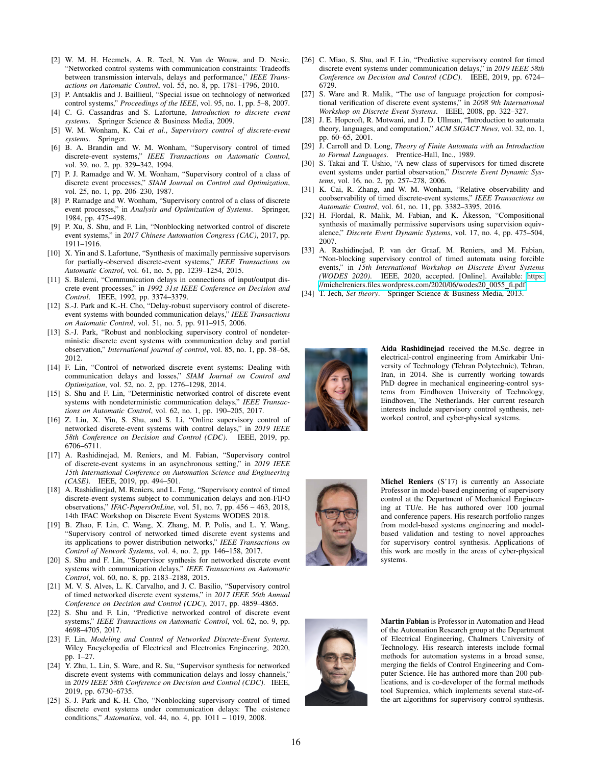[2] W. M. H. Heemels, A. R. Teel, N. Van de Wouw, and D. Nesic, "Networked control systems with communication constraints: Tradeoffs between transmission intervals, delays and performance," *IEEE Transactions on Automatic Control*, vol. 55, no. 8, pp. 1781–1796, 2010.

[3] P. Antsaklis and J. Baillieul, "Special issue on technology of networked control systems," *Proceedings of the IEEE*, vol. 95, no. 1, pp. 5–8, 2007.

[4] C. G. Cassandras and S. Lafortune, *Introduction to discrete event systems*. Springer Science & Business Media, 2009.

[5] W. M. Wonham, K. Cai *et al.*, *Supervisory control of discrete-event systems*. Springer.

[6] B. A. Brandin and W. M. Wonham, "Supervisory control of timed discrete-event systems," *IEEE Transactions on Automatic Control*, vol. 39, no. 2, pp. 329–342, 1994.

[7] P. J. Ramadge and W. M. Wonham, "Supervisory control of a class of discrete event processes," *SIAM Journal on Control and Optimization*, vol. 25, no. 1, pp. 206–230, 1987.

[8] P. Ramadge and W. Wonham, "Supervisory control of a class of discrete event processes," in *Analysis and Optimization of Systems*. Springer, 1984, pp. 475–498.

[9] P. Xu, S. Shu, and F. Lin, "Nonblocking networked control of discrete event systems," in *2017 Chinese Automation Congress (CAC)*, 2017, pp. 1911–1916.

[10] X. Yin and S. Lafortune, "Synthesis of maximally permissive supervisors for partially-observed discrete-event systems," *IEEE Transactions on Automatic Control*, vol. 61, no. 5, pp. 1239–1254, 2015.

[11] S. Balemi, "Communication delays in connections of input/output discrete event processes," in *1992 31st IEEE Conference on Decision and Control*. IEEE, 1992, pp. 3374–3379.

[12] S.-J. Park and K.-H. Cho, "Delay-robust supervisory control of discrete-event systems with bounded communication delays," *IEEE Transactions on Automatic Control*, vol. 51, no. 5, pp. 911–915, 2006.

[13] S.-J. Park, "Robust and nonblocking supervisory control of nondeterministic discrete event systems with communication delay and partial observation," *International journal of control*, vol. 85, no. 1, pp. 58–68, 2012.

[14] F. Lin, "Control of networked discrete event systems: Dealing with communication delays and losses," *SIAM Journal on Control and Optimization*, vol. 52, no. 2, pp. 1276–1298, 2014.

[15] S. Shu and F. Lin, "Deterministic networked control of discrete event systems with nondeterministic communication delays," *IEEE Transactions on Automatic Control*, vol. 62, no. 1, pp. 190–205, 2017.

[16] Z. Liu, X. Yin, S. Shu, and S. Li, "Online supervisory control of networked discrete-event systems with control delays," in *2019 IEEE 58th Conference on Decision and Control (CDC)*. IEEE, 2019, pp. 6706–6711.

[17] A. Rashidinejad, M. Reniers, and M. Fabian, "Supervisory control of discrete-event systems in an asynchronous setting," in *2019 IEEE 15th International Conference on Automation Science and Engineering (CASE)*. IEEE, 2019, pp. 494–501.

[18] A. Rashidinejad, M. Reniers, and L. Feng, "Supervisory control of timed discrete-event systems subject to communication delays and non-FIFO observations," *IFAC-PapersOnLine*, vol. 51, no. 7, pp. 456 – 463, 2018, 14th IFAC Workshop on Discrete Event Systems WODES 2018.

[19] B. Zhao, F. Lin, C. Wang, X. Zhang, M. P. Polis, and L. Y. Wang, "Supervisory control of networked timed discrete event systems and its applications to power distribution networks," *IEEE Transactions on Control of Network Systems*, vol. 4, no. 2, pp. 146–158, 2017.

[20] S. Shu and F. Lin, "Supervisor synthesis for networked discrete event systems with communication delays," *IEEE Transactions on Automatic Control*, vol. 60, no. 8, pp. 2183–2188, 2015.

[21] M. V. S. Alves, L. K. Carvalho, and J. C. Basilio, "Supervisory control of timed networked discrete event systems," in *2017 IEEE 56th Annual Conference on Decision and Control (CDC)*, 2017, pp. 4859–4865.

[22] S. Shu and F. Lin, "Predictive networked control of discrete event systems," *IEEE Transactions on Automatic Control*, vol. 62, no. 9, pp. 4698–4705, 2017.

[23] F. Lin, *Modeling and Control of Networked Discrete-Event Systems*. Wiley Encyclopedia of Electrical and Electronics Engineering, 2020, pp. 1–27.

[24] Y. Zhu, L. Lin, S. Ware, and R. Su, "Supervisor synthesis for networked discrete event systems with communication delays and lossy channels," in *2019 IEEE 58th Conference on Decision and Control (CDC)*. IEEE, 2019, pp. 6730–6735.

[25] S.-J. Park and K.-H. Cho, "Nonblocking supervisory control of timed discrete event systems under communication delays: The existence conditions," *Automatica*, vol. 44, no. 4, pp. 1011 – 1019, 2008.

[26] C. Miao, S. Shu, and F. Lin, "Predictive supervisory control for timed discrete event systems under communication delays," in *2019 IEEE 58th Conference on Decision and Control (CDC)*. IEEE, 2019, pp. 6724–6729.

[27] S. Ware and R. Malik, "The use of language projection for compositional verification of discrete event systems," in *2008 9th International Workshop on Discrete Event Systems*. IEEE, 2008, pp. 322–327.

[28] J. E. Hopcroft, R. Motwani, and J. D. Ullman, "Introduction to automata theory, languages, and computation," *ACM SIGACT News*, vol. 32, no. 1, pp. 60–65, 2001.

[29] J. Carroll and D. Long, *Theory of Finite Automata with an Introduction to Formal Languages*. Prentice-Hall, Inc., 1989.

[30] S. Takai and T. Ushio, "A new class of supervisors for timed discrete event systems under partial observation," *Discrete Event Dynamic Systems*, vol. 16, no. 2, pp. 257–278, 2006.

[31] K. Cai, R. Zhang, and W. M. Wonham, "Relative observability and coobservability of timed discrete-event systems," *IEEE Transactions on Automatic Control*, vol. 61, no. 11, pp. 3382–3395, 2016.

[32] H. Flordal, R. Malik, M. Fabian, and K. Åkesson, "Compositional synthesis of maximally permissive supervisors using supervision equivalence," *Discrete Event Dynamic Systems*, vol. 17, no. 4, pp. 475–504, 2007.

[33] A. Rashidinejad, P. van der Graaf, M. Reniers, and M. Fabian, "Non-blocking supervisory control of timed automata using forcible events," in *15th International Workshop on Discrete Event Systems (WODES 2020)*. IEEE, 2020, accepted. [Online]. Available: https://michelreniers.files.wordpress.com/2020/06/wodes20_0055_fi.pdf

[34] T. Jech, *Set theory*. Springer Science & Business Media, 2013.

**Aida Rashidinejad** received the M.Sc. degree in electrical-control engineering from Amirkabir University of Technology (Tehran Polytechnic), Tehran, Iran, in 2014. She is currently working towards PhD degree in mechanical engineering-control systems from Eindhoven University of Technology, Eindhoven, The Netherlands. Her current research interests include supervisory control synthesis, networked control, and cyber-physical systems.

**Michel Reniers** (S'17) is currently an Associate Professor in model-based engineering of supervisory control at the Department of Mechanical Engineering at TU/e. He has authored over 100 journal and conference papers. His research portfolio ranges from model-based systems engineering and model-based validation and testing to novel approaches for supervisory control synthesis. Applications of this work are mostly in the areas of cyber-physical systems.

**Martin Fabian** is Professor in Automation and Head of the Automation Research group at the Department of Electrical Engineering, Chalmers University of Technology. His research interests include formal methods for automation systems in a broad sense, merging the fields of Control Engineering and Computer Science. He has authored more than 200 publications, and is co-developer of the formal methods tool Supremica, which implements several state-of-the-art algorithms for supervisory control synthesis.